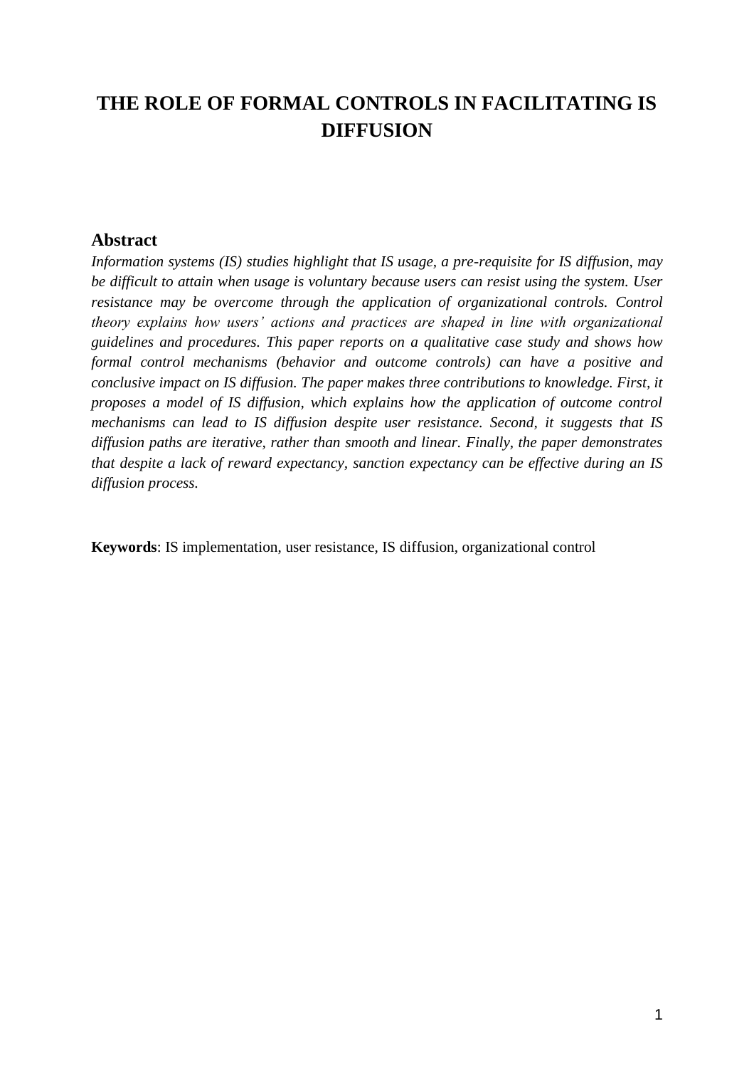# THE ROLE OF FORMAL CONTROLS IN FACILITATING IS DIFFUSION

## Abstract

*Information systems (IS) studies highlight that IS usage, a pre-requisite for IS diffusion, may be difficult to attain when usage is voluntary because users can resist using the system. User resistance may be overcome through the application of organizational controls. Control theory explains how users' actions and practices are shaped in line with organizational guidelines and procedures. This paper reports on a qualitative case study and shows how formal control mechanisms (behavior and outcome controls) can have a positive and conclusive impact on IS diffusion. The paper makes three contributions to knowledge. First, it proposes a model of IS diffusion, which explains how the application of outcome control mechanisms can lead to IS diffusion despite user resistance. Second, it suggests that IS diffusion paths are iterative, rather than smooth and linear. Finally, the paper demonstrates that despite a lack of reward expectancy, sanction expectancy can be effective during an IS diffusion process.*

**Keywords**: IS implementation, user resistance, IS diffusion, organizational control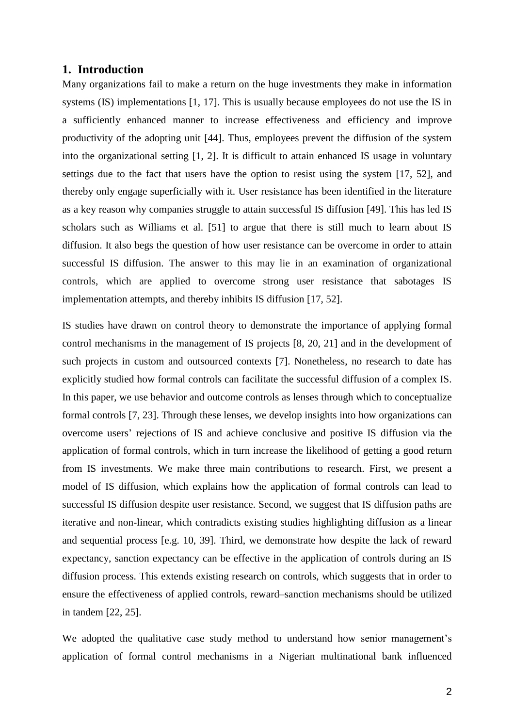## 1. Introduction

Many organizations fail to make a return on the huge investments they make in information systems (IS) implementations [1, 17]. This is usually because employees do not use the IS in a sufficiently enhanced manner to increase effectiveness and efficiency and improve productivity of the adopting unit [44]. Thus, employees prevent the diffusion of the system into the organizational setting [1, 2]. It is difficult to attain enhanced IS usage in voluntary settings due to the fact that users have the option to resist using the system [17, 52], and thereby only engage superficially with it. User resistance has been identified in the literature as a key reason why companies struggle to attain successful IS diffusion [49]. This has led IS scholars such as Williams et al. [51] to argue that there is still much to learn about IS diffusion. It also begs the question of how user resistance can be overcome in order to attain successful IS diffusion. The answer to this may lie in an examination of organizational controls, which are applied to overcome strong user resistance that sabotages IS implementation attempts, and thereby inhibits IS diffusion [17, 52].

IS studies have drawn on control theory to demonstrate the importance of applying formal control mechanisms in the management of IS projects [8, 20, 21] and in the development of such projects in custom and outsourced contexts [7]. Nonetheless, no research to date has explicitly studied how formal controls can facilitate the successful diffusion of a complex IS. In this paper, we use behavior and outcome controls as lenses through which to conceptualize formal controls [7, 23]. Through these lenses, we develop insights into how organizations can overcome users' rejections of IS and achieve conclusive and positive IS diffusion via the application of formal controls, which in turn increase the likelihood of getting a good return from IS investments. We make three main contributions to research. First, we present a model of IS diffusion, which explains how the application of formal controls can lead to successful IS diffusion despite user resistance. Second, we suggest that IS diffusion paths are iterative and non-linear, which contradicts existing studies highlighting diffusion as a linear and sequential process [e.g. 10, 39]. Third, we demonstrate how despite the lack of reward expectancy, sanction expectancy can be effective in the application of controls during an IS diffusion process. This extends existing research on controls, which suggests that in order to ensure the effectiveness of applied controls, reward–sanction mechanisms should be utilized in tandem [22, 25].

We adopted the qualitative case study method to understand how senior management's application of formal control mechanisms in a Nigerian multinational bank influenced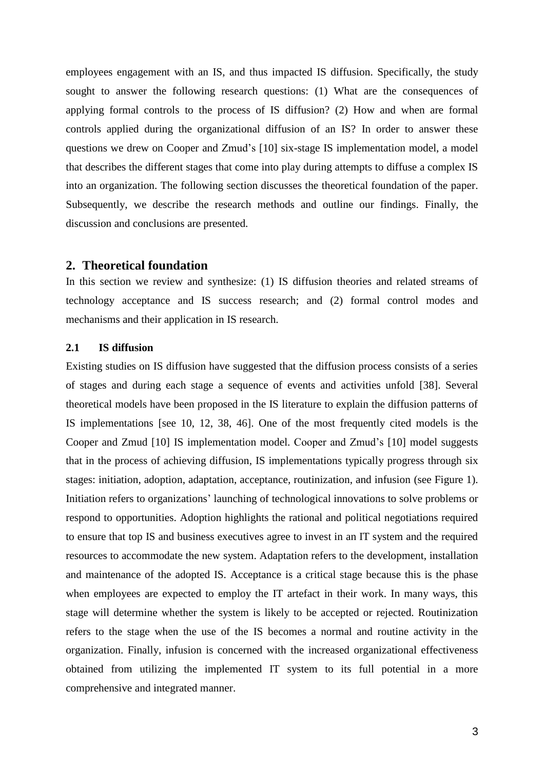employees engagement with an IS, and thus impacted IS diffusion. Specifically, the study sought to answer the following research questions: (1) What are the consequences of applying formal controls to the process of IS diffusion? (2) How and when are formal controls applied during the organizational diffusion of an IS? In order to answer these questions we drew on Cooper and Zmud's [10] six-stage IS implementation model, a model that describes the different stages that come into play during attempts to diffuse a complex IS into an organization. The following section discusses the theoretical foundation of the paper. Subsequently, we describe the research methods and outline our findings. Finally, the discussion and conclusions are presented.

## 2. Theoretical foundation

In this section we review and synthesize: (1) IS diffusion theories and related streams of technology acceptance and IS success research; and (2) formal control modes and mechanisms and their application in IS research.

### 2.1 IS diffusion

Existing studies on IS diffusion have suggested that the diffusion process consists of a series of stages and during each stage a sequence of events and activities unfold [38]. Several theoretical models have been proposed in the IS literature to explain the diffusion patterns of IS implementations [see 10, 12, 38, 46]. One of the most frequently cited models is the Cooper and Zmud [10] IS implementation model. Cooper and Zmud's [10] model suggests that in the process of achieving diffusion, IS implementations typically progress through six stages: initiation, adoption, adaptation, acceptance, routinization, and infusion (see Figure 1). Initiation refers to organizations' launching of technological innovations to solve problems or respond to opportunities. Adoption highlights the rational and political negotiations required to ensure that top IS and business executives agree to invest in an IT system and the required resources to accommodate the new system. Adaptation refers to the development, installation and maintenance of the adopted IS. Acceptance is a critical stage because this is the phase when employees are expected to employ the IT artefact in their work. In many ways, this stage will determine whether the system is likely to be accepted or rejected. Routinization refers to the stage when the use of the IS becomes a normal and routine activity in the organization. Finally, infusion is concerned with the increased organizational effectiveness obtained from utilizing the implemented IT system to its full potential in a more comprehensive and integrated manner.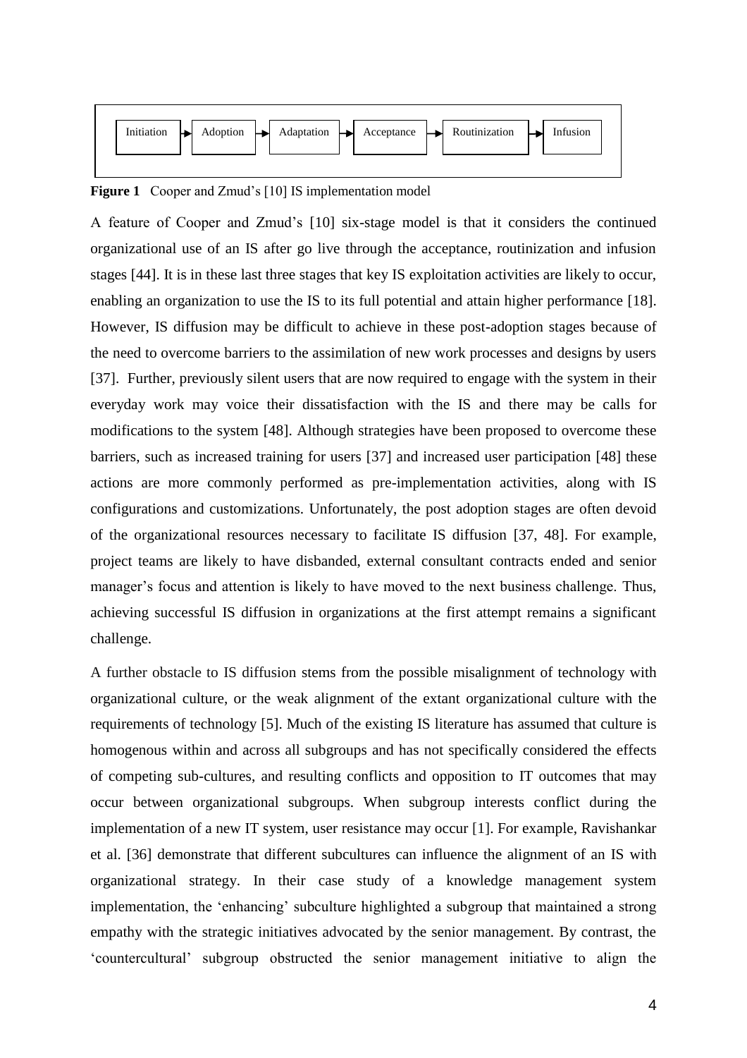Initiation → Adoption → Adaptation → Acceptance → Routinization → Infusion

**Figure 1** Cooper and Zmud's [10] IS implementation model

A feature of Cooper and Zmud's [10] six-stage model is that it considers the continued organizational use of an IS after go live through the acceptance, routinization and infusion stages [44]. It is in these last three stages that key IS exploitation activities are likely to occur, enabling an organization to use the IS to its full potential and attain higher performance [18]. However, IS diffusion may be difficult to achieve in these post-adoption stages because of the need to overcome barriers to the assimilation of new work processes and designs by users [37]. Further, previously silent users that are now required to engage with the system in their everyday work may voice their dissatisfaction with the IS and there may be calls for modifications to the system [48]. Although strategies have been proposed to overcome these barriers, such as increased training for users [37] and increased user participation [48] these actions are more commonly performed as pre-implementation activities, along with IS configurations and customizations. Unfortunately, the post adoption stages are often devoid of the organizational resources necessary to facilitate IS diffusion [37, 48]. For example, project teams are likely to have disbanded, external consultant contracts ended and senior manager's focus and attention is likely to have moved to the next business challenge. Thus, achieving successful IS diffusion in organizations at the first attempt remains a significant challenge.

A further obstacle to IS diffusion stems from the possible misalignment of technology with organizational culture, or the weak alignment of the extant organizational culture with the requirements of technology [5]. Much of the existing IS literature has assumed that culture is homogenous within and across all subgroups and has not specifically considered the effects of competing sub-cultures, and resulting conflicts and opposition to IT outcomes that may occur between organizational subgroups. When subgroup interests conflict during the implementation of a new IT system, user resistance may occur [1]. For example, Ravishankar et al. [36] demonstrate that different subcultures can influence the alignment of an IS with organizational strategy. In their case study of a knowledge management system implementation, the 'enhancing' subculture highlighted a subgroup that maintained a strong empathy with the strategic initiatives advocated by the senior management. By contrast, the 'countercultural' subgroup obstructed the senior management initiative to align the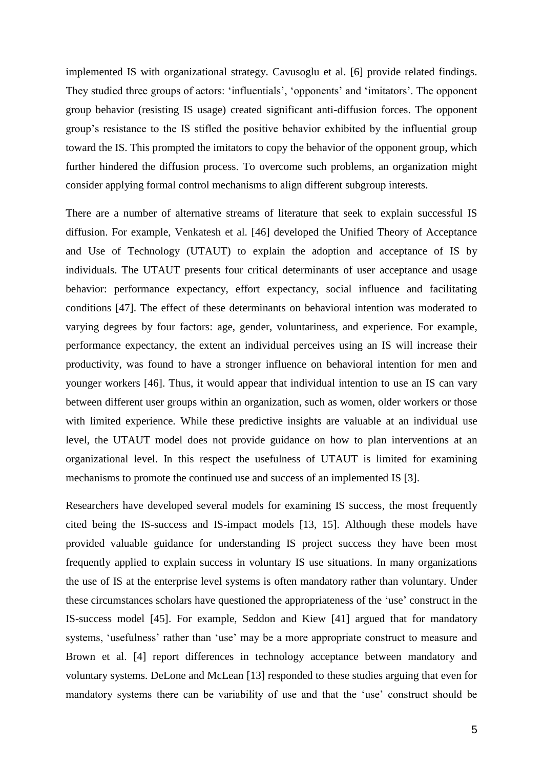implemented IS with organizational strategy. Cavusoglu et al. [6] provide related findings. They studied three groups of actors: 'influentials', 'opponents' and 'imitators'. The opponent group behavior (resisting IS usage) created significant anti-diffusion forces. The opponent group's resistance to the IS stifled the positive behavior exhibited by the influential group toward the IS. This prompted the imitators to copy the behavior of the opponent group, which further hindered the diffusion process. To overcome such problems, an organization might consider applying formal control mechanisms to align different subgroup interests.

There are a number of alternative streams of literature that seek to explain successful IS diffusion. For example, Venkatesh et al. [46] developed the Unified Theory of Acceptance and Use of Technology (UTAUT) to explain the adoption and acceptance of IS by individuals. The UTAUT presents four critical determinants of user acceptance and usage behavior: performance expectancy, effort expectancy, social influence and facilitating conditions [47]. The effect of these determinants on behavioral intention was moderated to varying degrees by four factors: age, gender, voluntariness, and experience. For example, performance expectancy, the extent an individual perceives using an IS will increase their productivity, was found to have a stronger influence on behavioral intention for men and younger workers [46]. Thus, it would appear that individual intention to use an IS can vary between different user groups within an organization, such as women, older workers or those with limited experience. While these predictive insights are valuable at an individual use level, the UTAUT model does not provide guidance on how to plan interventions at an organizational level. In this respect the usefulness of UTAUT is limited for examining mechanisms to promote the continued use and success of an implemented IS [3].

Researchers have developed several models for examining IS success, the most frequently cited being the IS-success and IS-impact models [13, 15]. Although these models have provided valuable guidance for understanding IS project success they have been most frequently applied to explain success in voluntary IS use situations. In many organizations the use of IS at the enterprise level systems is often mandatory rather than voluntary. Under these circumstances scholars have questioned the appropriateness of the 'use' construct in the IS-success model [45]. For example, Seddon and Kiew [41] argued that for mandatory systems, 'usefulness' rather than 'use' may be a more appropriate construct to measure and Brown et al. [4] report differences in technology acceptance between mandatory and voluntary systems. DeLone and McLean [13] responded to these studies arguing that even for mandatory systems there can be variability of use and that the 'use' construct should be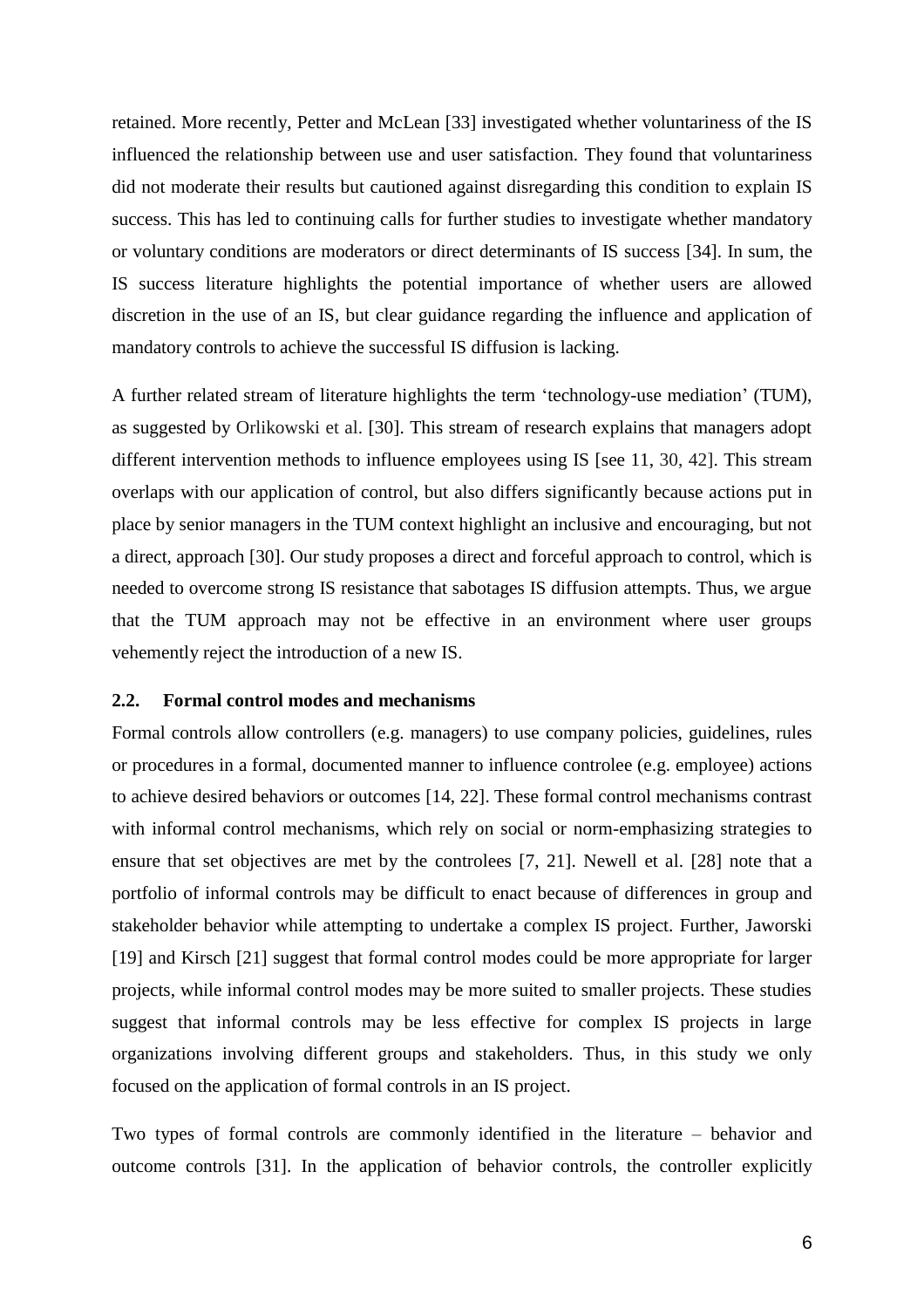retained. More recently, Petter and McLean [33] investigated whether voluntariness of the IS influenced the relationship between use and user satisfaction. They found that voluntariness did not moderate their results but cautioned against disregarding this condition to explain IS success. This has led to continuing calls for further studies to investigate whether mandatory or voluntary conditions are moderators or direct determinants of IS success [34]. In sum, the IS success literature highlights the potential importance of whether users are allowed discretion in the use of an IS, but clear guidance regarding the influence and application of mandatory controls to achieve the successful IS diffusion is lacking.

A further related stream of literature highlights the term 'technology-use mediation' (TUM), as suggested by Orlikowski et al. [30]. This stream of research explains that managers adopt different intervention methods to influence employees using IS [see 11, 30, 42]. This stream overlaps with our application of control, but also differs significantly because actions put in place by senior managers in the TUM context highlight an inclusive and encouraging, but not a direct, approach [30]. Our study proposes a direct and forceful approach to control, which is needed to overcome strong IS resistance that sabotages IS diffusion attempts. Thus, we argue that the TUM approach may not be effective in an environment where user groups vehemently reject the introduction of a new IS.

### 2.2. Formal control modes and mechanisms

Formal controls allow controllers (e.g. managers) to use company policies, guidelines, rules or procedures in a formal, documented manner to influence controlee (e.g. employee) actions to achieve desired behaviors or outcomes [14, 22]. These formal control mechanisms contrast with informal control mechanisms, which rely on social or norm-emphasizing strategies to ensure that set objectives are met by the controlees [7, 21]. Newell et al. [28] note that a portfolio of informal controls may be difficult to enact because of differences in group and stakeholder behavior while attempting to undertake a complex IS project. Further, Jaworski [19] and Kirsch [21] suggest that formal control modes could be more appropriate for larger projects, while informal control modes may be more suited to smaller projects. These studies suggest that informal controls may be less effective for complex IS projects in large organizations involving different groups and stakeholders. Thus, in this study we only focused on the application of formal controls in an IS project.

Two types of formal controls are commonly identified in the literature – behavior and outcome controls [31]. In the application of behavior controls, the controller explicitly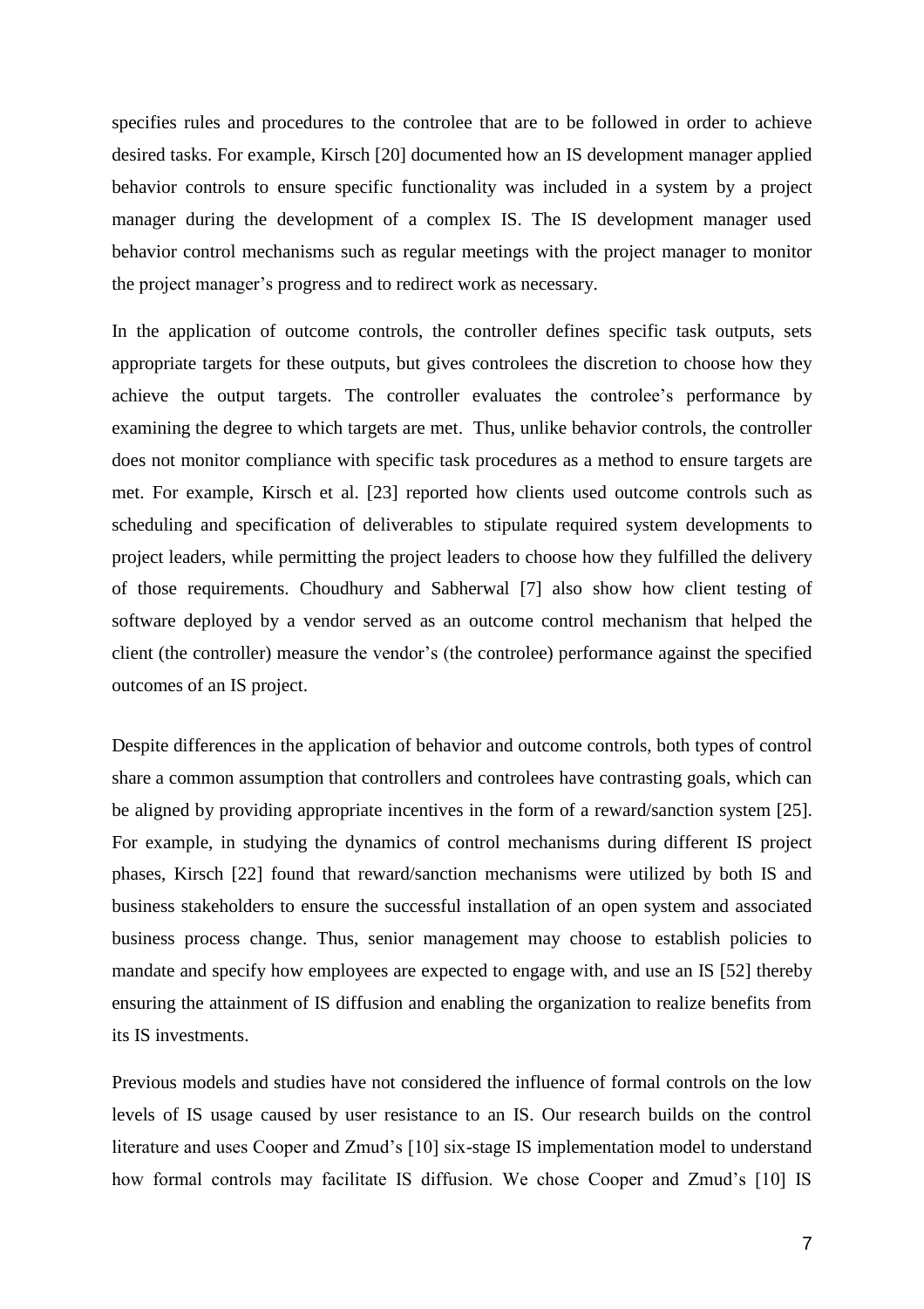specifies rules and procedures to the controlee that are to be followed in order to achieve desired tasks. For example, Kirsch [20] documented how an IS development manager applied behavior controls to ensure specific functionality was included in a system by a project manager during the development of a complex IS. The IS development manager used behavior control mechanisms such as regular meetings with the project manager to monitor the project manager's progress and to redirect work as necessary.

In the application of outcome controls, the controller defines specific task outputs, sets appropriate targets for these outputs, but gives controlees the discretion to choose how they achieve the output targets. The controller evaluates the controlee's performance by examining the degree to which targets are met. Thus, unlike behavior controls, the controller does not monitor compliance with specific task procedures as a method to ensure targets are met. For example, Kirsch et al. [23] reported how clients used outcome controls such as scheduling and specification of deliverables to stipulate required system developments to project leaders, while permitting the project leaders to choose how they fulfilled the delivery of those requirements. Choudhury and Sabherwal [7] also show how client testing of software deployed by a vendor served as an outcome control mechanism that helped the client (the controller) measure the vendor's (the controlee) performance against the specified outcomes of an IS project.

Despite differences in the application of behavior and outcome controls, both types of control share a common assumption that controllers and controlees have contrasting goals, which can be aligned by providing appropriate incentives in the form of a reward/sanction system [25]. For example, in studying the dynamics of control mechanisms during different IS project phases, Kirsch [22] found that reward/sanction mechanisms were utilized by both IS and business stakeholders to ensure the successful installation of an open system and associated business process change. Thus, senior management may choose to establish policies to mandate and specify how employees are expected to engage with, and use an IS [52] thereby ensuring the attainment of IS diffusion and enabling the organization to realize benefits from its IS investments.

Previous models and studies have not considered the influence of formal controls on the low levels of IS usage caused by user resistance to an IS. Our research builds on the control literature and uses Cooper and Zmud's [10] six-stage IS implementation model to understand how formal controls may facilitate IS diffusion. We chose Cooper and Zmud's [10] IS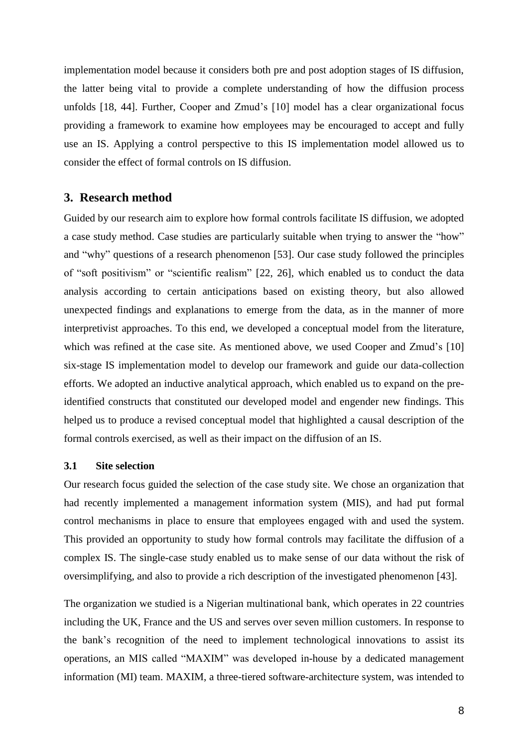implementation model because it considers both pre and post adoption stages of IS diffusion, the latter being vital to provide a complete understanding of how the diffusion process unfolds [18, 44]. Further, Cooper and Zmud's [10] model has a clear organizational focus providing a framework to examine how employees may be encouraged to accept and fully use an IS. Applying a control perspective to this IS implementation model allowed us to consider the effect of formal controls on IS diffusion.

## 3. Research method

Guided by our research aim to explore how formal controls facilitate IS diffusion, we adopted a case study method. Case studies are particularly suitable when trying to answer the "how" and "why" questions of a research phenomenon [53]. Our case study followed the principles of "soft positivism" or "scientific realism" [22, 26], which enabled us to conduct the data analysis according to certain anticipations based on existing theory, but also allowed unexpected findings and explanations to emerge from the data, as in the manner of more interpretivist approaches. To this end, we developed a conceptual model from the literature, which was refined at the case site. As mentioned above, we used Cooper and Zmud's [10] six-stage IS implementation model to develop our framework and guide our data-collection efforts. We adopted an inductive analytical approach, which enabled us to expand on the pre-identified constructs that constituted our developed model and engender new findings. This helped us to produce a revised conceptual model that highlighted a causal description of the formal controls exercised, as well as their impact on the diffusion of an IS.

### 3.1 Site selection

Our research focus guided the selection of the case study site. We chose an organization that had recently implemented a management information system (MIS), and had put formal control mechanisms in place to ensure that employees engaged with and used the system. This provided an opportunity to study how formal controls may facilitate the diffusion of a complex IS. The single-case study enabled us to make sense of our data without the risk of oversimplifying, and also to provide a rich description of the investigated phenomenon [43].

The organization we studied is a Nigerian multinational bank, which operates in 22 countries including the UK, France and the US and serves over seven million customers. In response to the bank's recognition of the need to implement technological innovations to assist its operations, an MIS called "MAXIM" was developed in-house by a dedicated management information (MI) team. MAXIM, a three-tiered software-architecture system, was intended to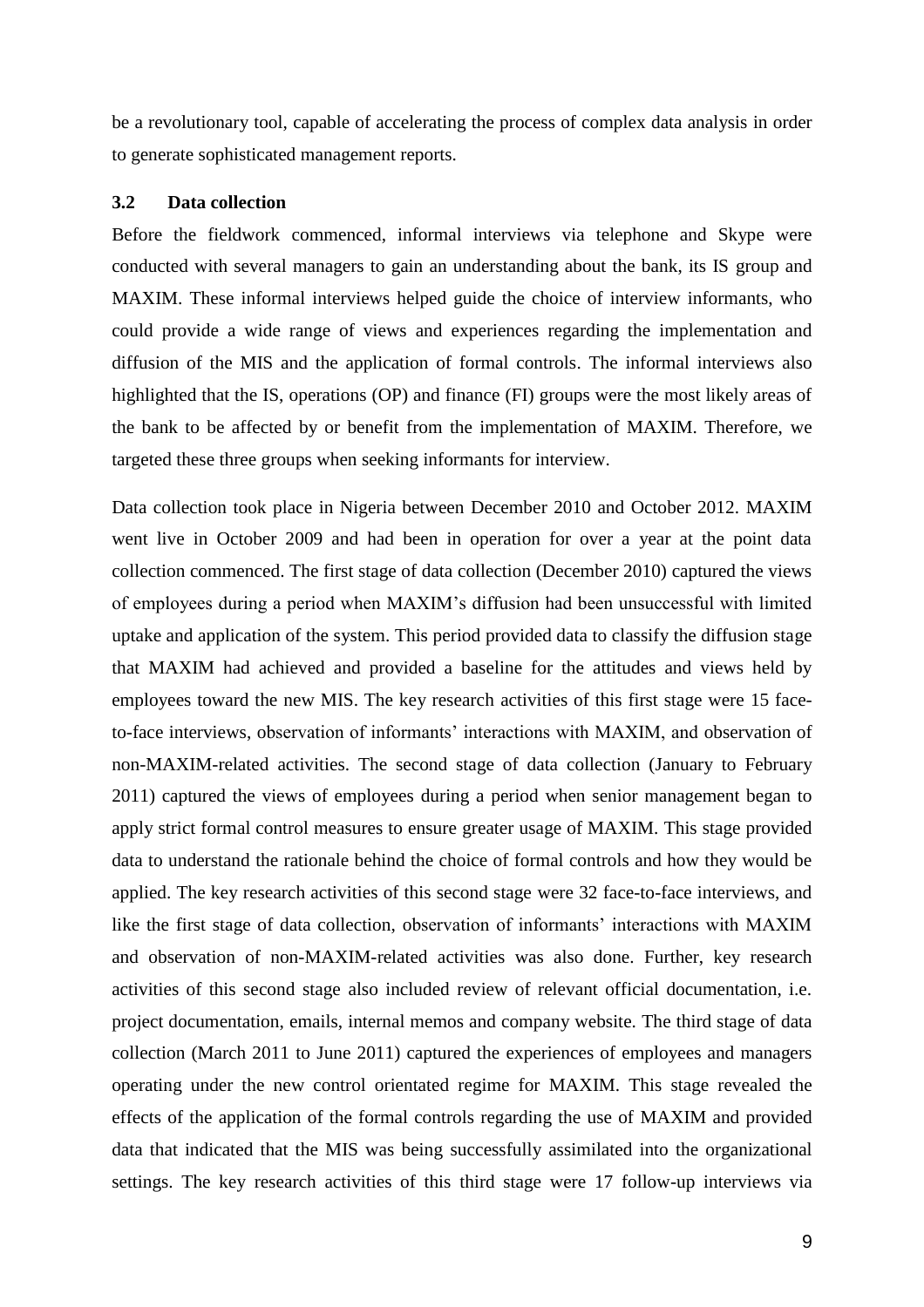be a revolutionary tool, capable of accelerating the process of complex data analysis in order to generate sophisticated management reports.

### 3.2 Data collection

Before the fieldwork commenced, informal interviews via telephone and Skype were conducted with several managers to gain an understanding about the bank, its IS group and MAXIM. These informal interviews helped guide the choice of interview informants, who could provide a wide range of views and experiences regarding the implementation and diffusion of the MIS and the application of formal controls. The informal interviews also highlighted that the IS, operations (OP) and finance (FI) groups were the most likely areas of the bank to be affected by or benefit from the implementation of MAXIM. Therefore, we targeted these three groups when seeking informants for interview.

Data collection took place in Nigeria between December 2010 and October 2012. MAXIM went live in October 2009 and had been in operation for over a year at the point data collection commenced. The first stage of data collection (December 2010) captured the views of employees during a period when MAXIM's diffusion had been unsuccessful with limited uptake and application of the system. This period provided data to classify the diffusion stage that MAXIM had achieved and provided a baseline for the attitudes and views held by employees toward the new MIS. The key research activities of this first stage were 15 face-to-face interviews, observation of informants' interactions with MAXIM, and observation of non-MAXIM-related activities. The second stage of data collection (January to February 2011) captured the views of employees during a period when senior management began to apply strict formal control measures to ensure greater usage of MAXIM. This stage provided data to understand the rationale behind the choice of formal controls and how they would be applied. The key research activities of this second stage were 32 face-to-face interviews, and like the first stage of data collection, observation of informants' interactions with MAXIM and observation of non-MAXIM-related activities was also done. Further, key research activities of this second stage also included review of relevant official documentation, i.e. project documentation, emails, internal memos and company website. The third stage of data collection (March 2011 to June 2011) captured the experiences of employees and managers operating under the new control orientated regime for MAXIM. This stage revealed the effects of the application of the formal controls regarding the use of MAXIM and provided data that indicated that the MIS was being successfully assimilated into the organizational settings. The key research activities of this third stage were 17 follow-up interviews via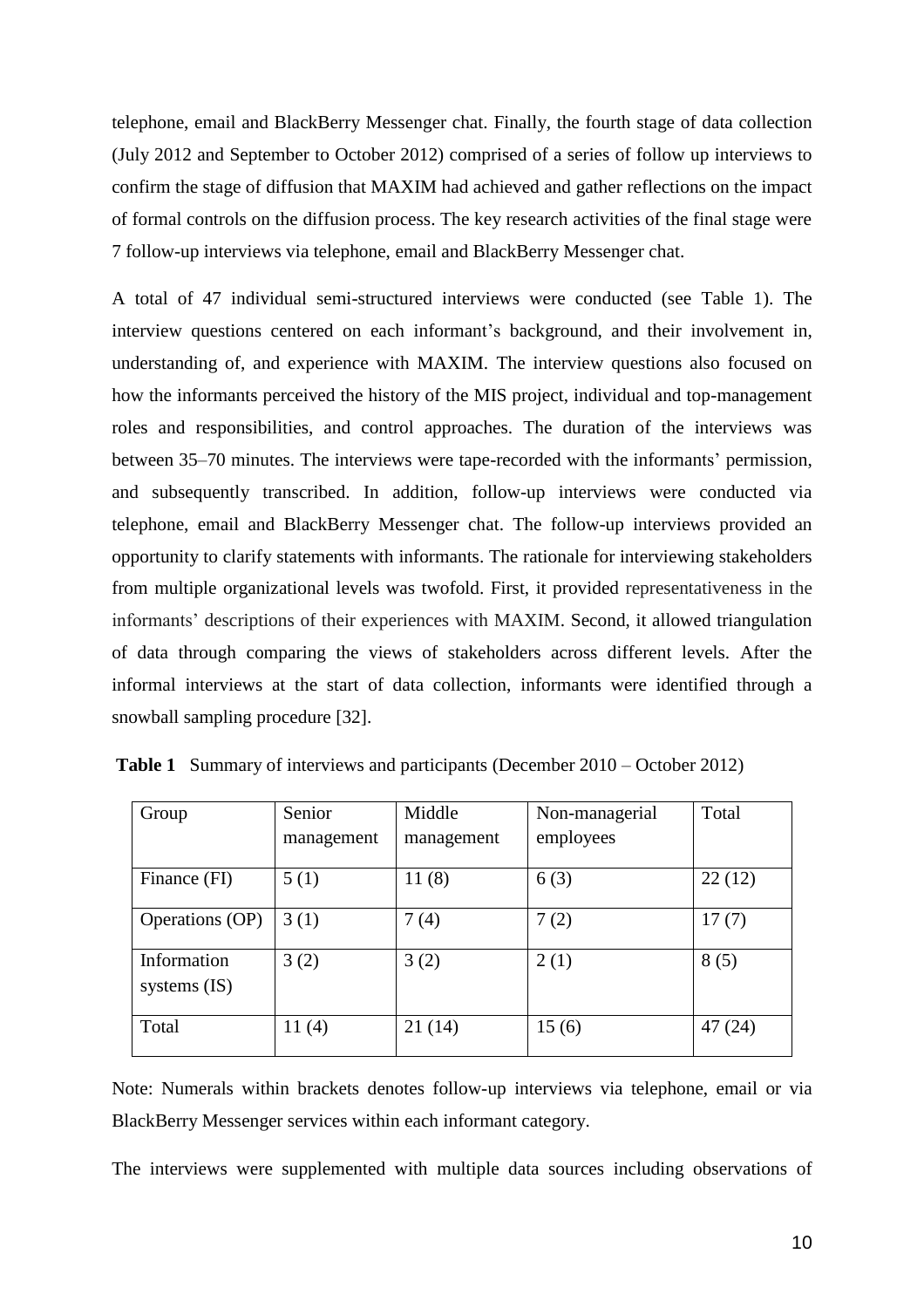telephone, email and BlackBerry Messenger chat. Finally, the fourth stage of data collection (July 2012 and September to October 2012) comprised of a series of follow up interviews to confirm the stage of diffusion that MAXIM had achieved and gather reflections on the impact of formal controls on the diffusion process. The key research activities of the final stage were 7 follow-up interviews via telephone, email and BlackBerry Messenger chat.

A total of 47 individual semi-structured interviews were conducted (see Table 1). The interview questions centered on each informant's background, and their involvement in, understanding of, and experience with MAXIM. The interview questions also focused on how the informants perceived the history of the MIS project, individual and top-management roles and responsibilities, and control approaches. The duration of the interviews was between 35–70 minutes. The interviews were tape-recorded with the informants' permission, and subsequently transcribed. In addition, follow-up interviews were conducted via telephone, email and BlackBerry Messenger chat. The follow-up interviews provided an opportunity to clarify statements with informants. The rationale for interviewing stakeholders from multiple organizational levels was twofold. First, it provided representativeness in the informants' descriptions of their experiences with MAXIM. Second, it allowed triangulation of data through comparing the views of stakeholders across different levels. After the informal interviews at the start of data collection, informants were identified through a snowball sampling procedure [32].

**Table 1** Summary of interviews and participants (December 2010 – October 2012)

| Group | Senior management | Middle management | Non-managerial employees | Total |
|---|---|---|---|---|
| Finance (FI) | 5 (1) | 11 (8) | 6 (3) | 22 (12) |
| Operations (OP) | 3 (1) | 7 (4) | 7 (2) | 17 (7) |
| Information systems (IS) | 3 (2) | 3 (2) | 2 (1) | 8 (5) |
| Total | 11 (4) | 21 (14) | 15 (6) | 47 (24) |

Note: Numerals within brackets denotes follow-up interviews via telephone, email or via BlackBerry Messenger services within each informant category.

The interviews were supplemented with multiple data sources including observations of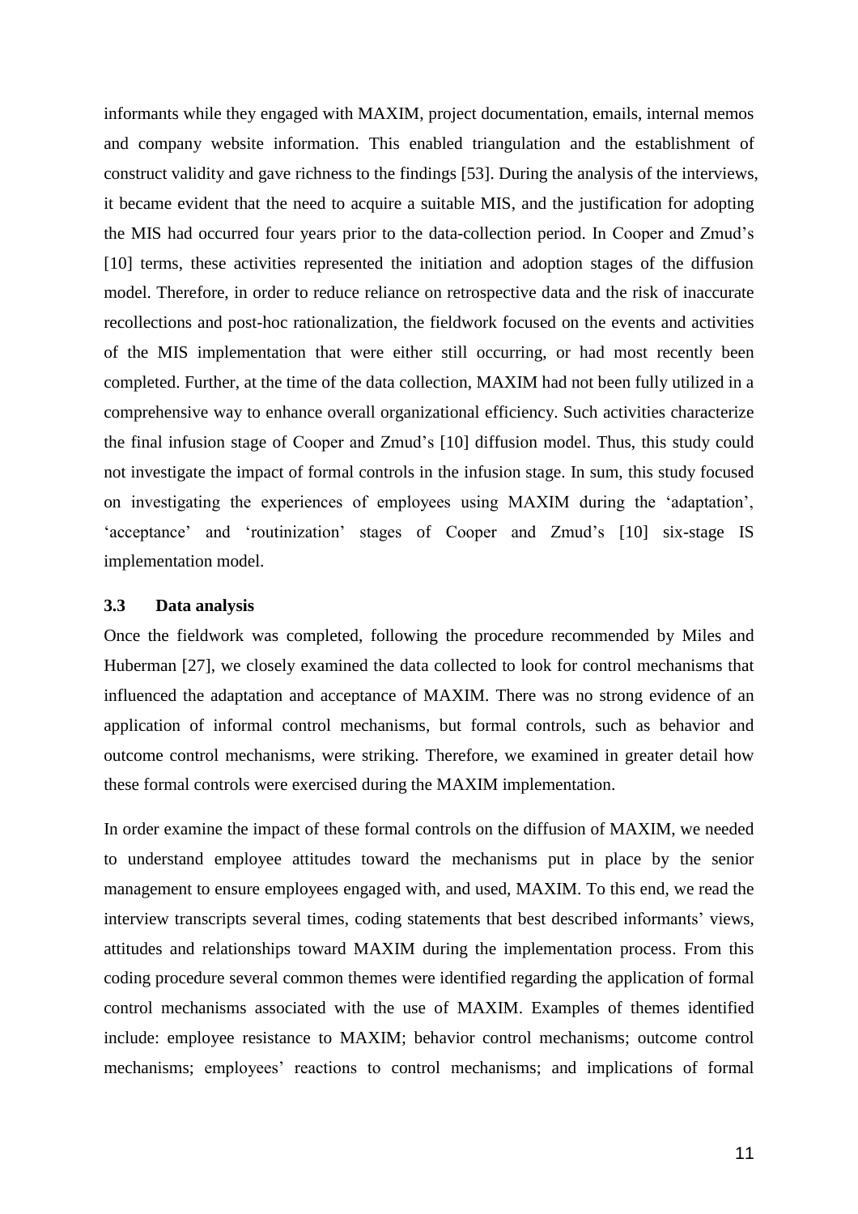informants while they engaged with MAXIM, project documentation, emails, internal memos and company website information. This enabled triangulation and the establishment of construct validity and gave richness to the findings [53]. During the analysis of the interviews, it became evident that the need to acquire a suitable MIS, and the justification for adopting the MIS had occurred four years prior to the data-collection period. In Cooper and Zmud's [10] terms, these activities represented the initiation and adoption stages of the diffusion model. Therefore, in order to reduce reliance on retrospective data and the risk of inaccurate recollections and post-hoc rationalization, the fieldwork focused on the events and activities of the MIS implementation that were either still occurring, or had most recently been completed. Further, at the time of the data collection, MAXIM had not been fully utilized in a comprehensive way to enhance overall organizational efficiency. Such activities characterize the final infusion stage of Cooper and Zmud's [10] diffusion model. Thus, this study could not investigate the impact of formal controls in the infusion stage. In sum, this study focused on investigating the experiences of employees using MAXIM during the 'adaptation', 'acceptance' and 'routinization' stages of Cooper and Zmud's [10] six-stage IS implementation model.

### 3.3 Data analysis

Once the fieldwork was completed, following the procedure recommended by Miles and Huberman [27], we closely examined the data collected to look for control mechanisms that influenced the adaptation and acceptance of MAXIM. There was no strong evidence of an application of informal control mechanisms, but formal controls, such as behavior and outcome control mechanisms, were striking. Therefore, we examined in greater detail how these formal controls were exercised during the MAXIM implementation.

In order examine the impact of these formal controls on the diffusion of MAXIM, we needed to understand employee attitudes toward the mechanisms put in place by the senior management to ensure employees engaged with, and used, MAXIM. To this end, we read the interview transcripts several times, coding statements that best described informants' views, attitudes and relationships toward MAXIM during the implementation process. From this coding procedure several common themes were identified regarding the application of formal control mechanisms associated with the use of MAXIM. Examples of themes identified include: employee resistance to MAXIM; behavior control mechanisms; outcome control mechanisms; employees' reactions to control mechanisms; and implications of formal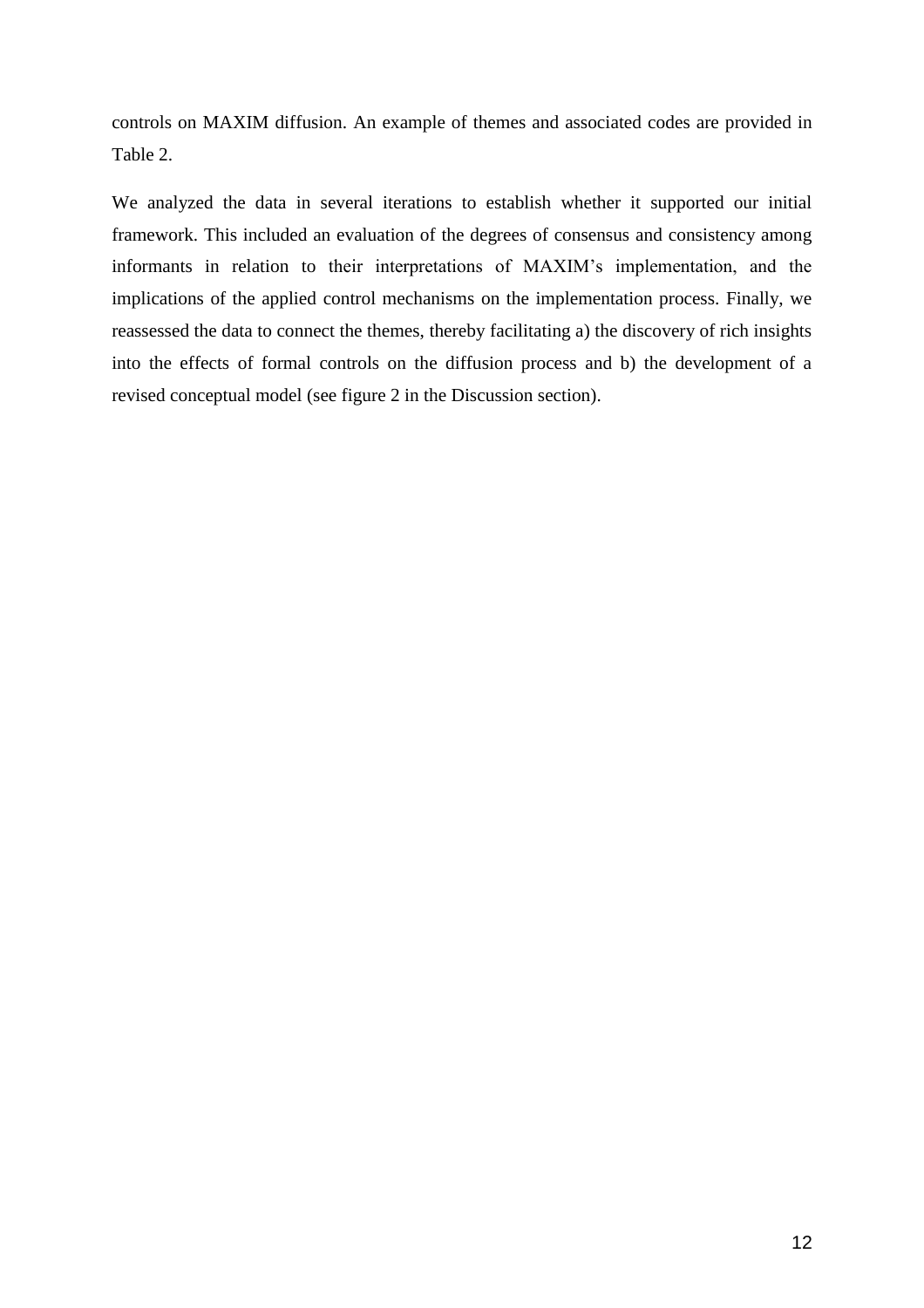controls on MAXIM diffusion. An example of themes and associated codes are provided in Table 2.

We analyzed the data in several iterations to establish whether it supported our initial framework. This included an evaluation of the degrees of consensus and consistency among informants in relation to their interpretations of MAXIM's implementation, and the implications of the applied control mechanisms on the implementation process. Finally, we reassessed the data to connect the themes, thereby facilitating a) the discovery of rich insights into the effects of formal controls on the diffusion process and b) the development of a revised conceptual model (see figure 2 in the Discussion section).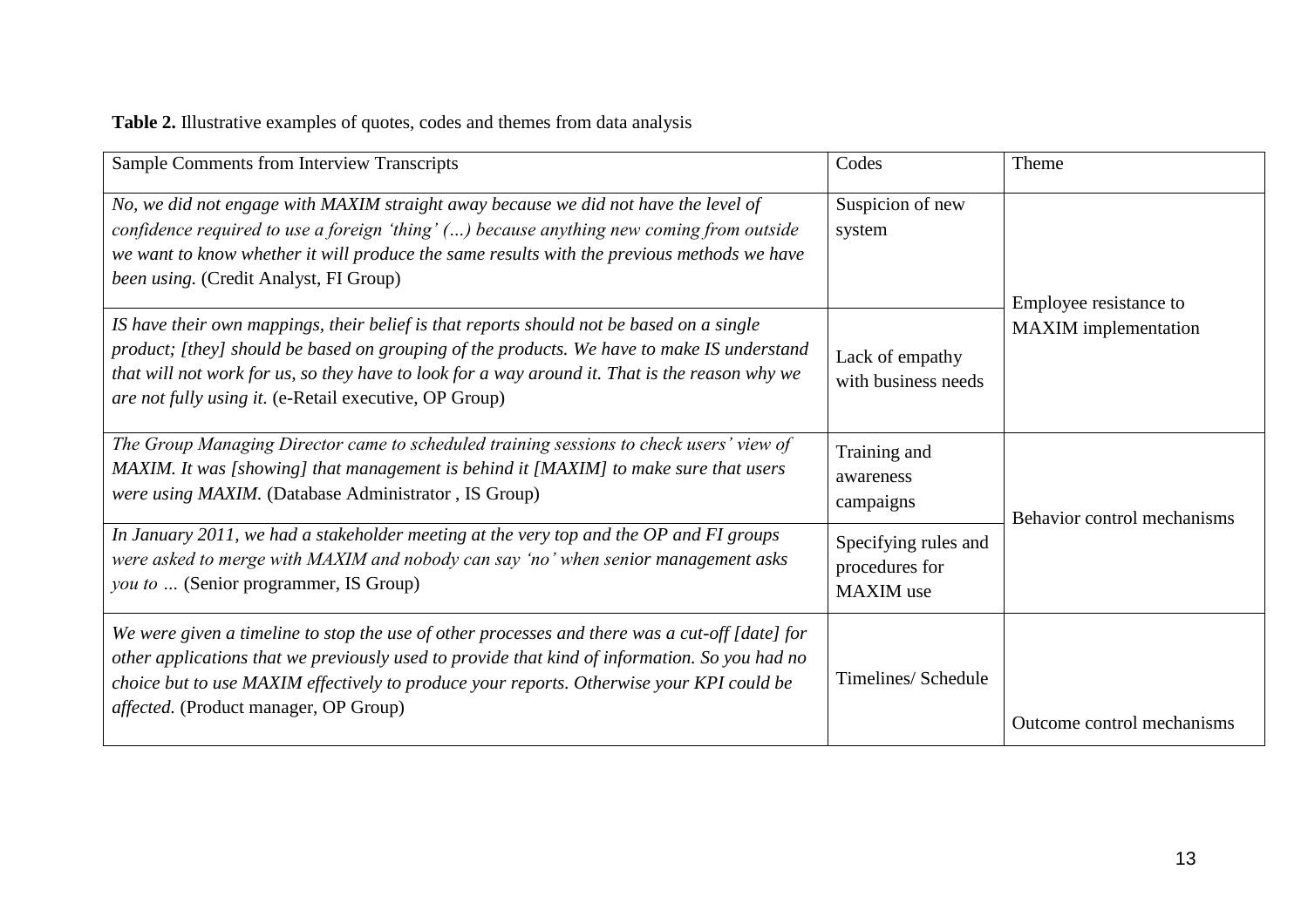**Table 2.** Illustrative examples of quotes, codes and themes from data analysis

| Sample Comments from Interview Transcripts | Codes | Theme |
|---|---|---|
| *No, we did not engage with MAXIM straight away because we did not have the level of confidence required to use a foreign 'thing' (…) because anything new coming from outside we want to know whether it will produce the same results with the previous methods we have been using.* (Credit Analyst, FI Group) | Suspicion of new system | Employee resistance to MAXIM implementation |
| *IS have their own mappings, their belief is that reports should not be based on a single product; [they] should be based on grouping of the products. We have to make IS understand that will not work for us, so they have to look for a way around it. That is the reason why we are not fully using it.* (e-Retail executive, OP Group) | Lack of empathy with business needs | |
| *The Group Managing Director came to scheduled training sessions to check users' view of MAXIM. It was [showing] that management is behind it [MAXIM] to make sure that users were using MAXIM.* (Database Administrator , IS Group) | Training and awareness campaigns | Behavior control mechanisms |
| *In January 2011, we had a stakeholder meeting at the very top and the OP and FI groups were asked to merge with MAXIM and nobody can say 'no' when senior management asks you to …* (Senior programmer, IS Group) | Specifying rules and procedures for MAXIM use | |
| *We were given a timeline to stop the use of other processes and there was a cut-off [date] for other applications that we previously used to provide that kind of information. So you had no choice but to use MAXIM effectively to produce your reports. Otherwise your KPI could be affected.* (Product manager, OP Group) | Timelines/ Schedule | Outcome control mechanisms |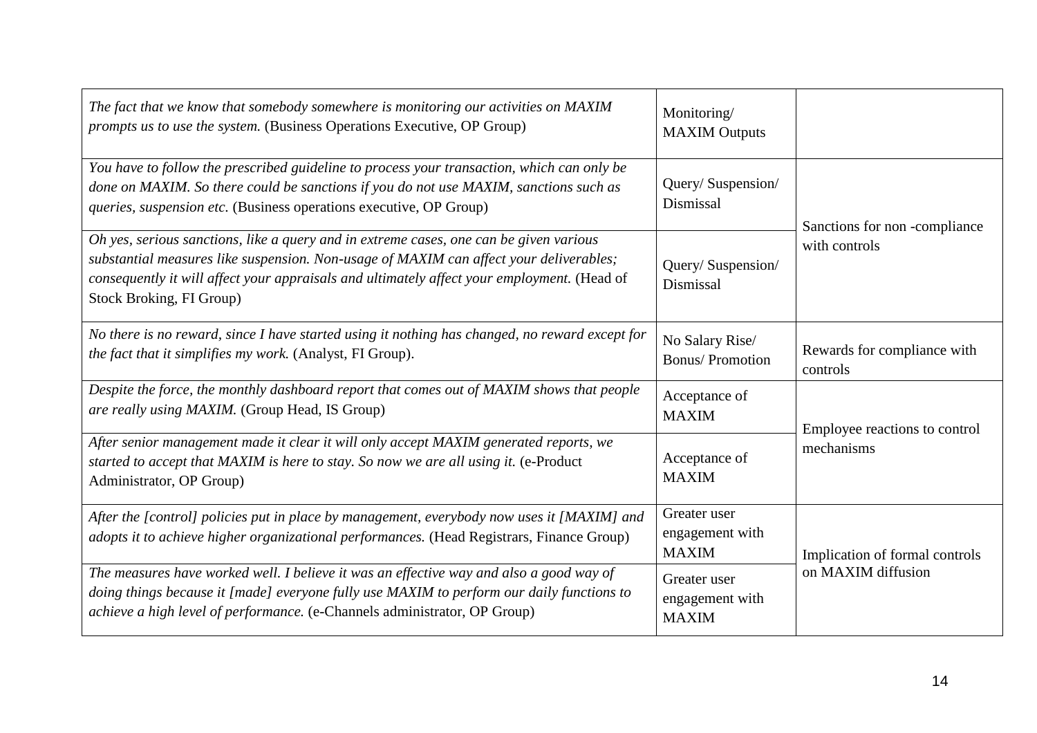| | | |
|---|---|---|
| *The fact that we know that somebody somewhere is monitoring our activities on MAXIM prompts us to use the system.* (Business Operations Executive, OP Group) | Monitoring/ MAXIM Outputs | |
| *You have to follow the prescribed guideline to process your transaction, which can only be done on MAXIM. So there could be sanctions if you do not use MAXIM, sanctions such as queries, suspension etc.* (Business operations executive, OP Group) | Query/ Suspension/ Dismissal | Sanctions for non -compliance with controls |
| *Oh yes, serious sanctions, like a query and in extreme cases, one can be given various substantial measures like suspension. Non-usage of MAXIM can affect your deliverables; consequently it will affect your appraisals and ultimately affect your employment.* (Head of Stock Broking, FI Group) | Query/ Suspension/ Dismissal | |
| *No there is no reward, since I have started using it nothing has changed, no reward except for the fact that it simplifies my work.* (Analyst, FI Group). | No Salary Rise/ Bonus/ Promotion | Rewards for compliance with controls |
| *Despite the force, the monthly dashboard report that comes out of MAXIM shows that people are really using MAXIM.* (Group Head, IS Group) | Acceptance of MAXIM | Employee reactions to control mechanisms |
| *After senior management made it clear it will only accept MAXIM generated reports, we started to accept that MAXIM is here to stay. So now we are all using it.* (e-Product Administrator, OP Group) | Acceptance of MAXIM | |
| *After the [control] policies put in place by management, everybody now uses it [MAXIM] and adopts it to achieve higher organizational performances.* (Head Registrars, Finance Group) | Greater user engagement with MAXIM | Implication of formal controls on MAXIM diffusion |
| *The measures have worked well. I believe it was an effective way and also a good way of doing things because it [made] everyone fully use MAXIM to perform our daily functions to achieve a high level of performance.* (e-Channels administrator, OP Group) | Greater user engagement with MAXIM | |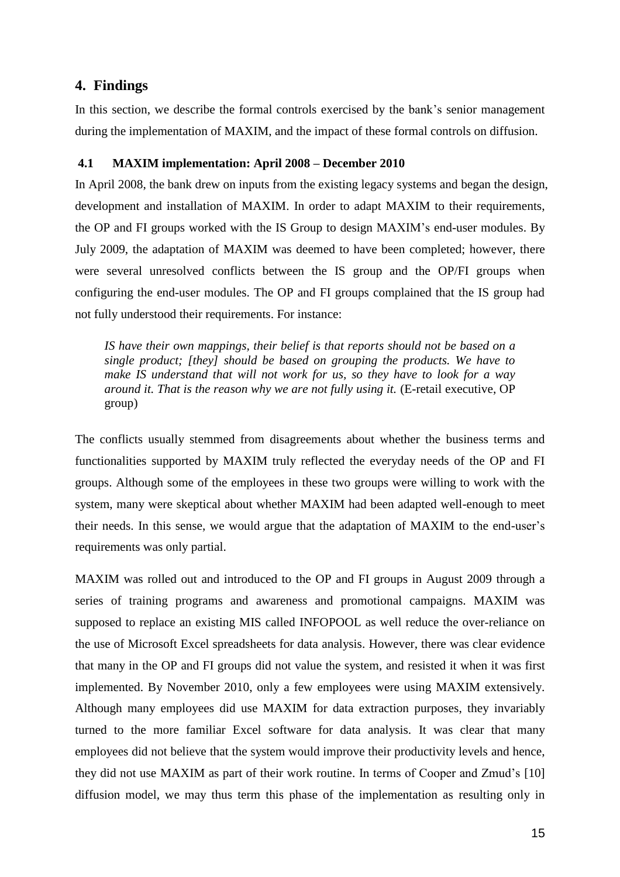## 4. Findings

In this section, we describe the formal controls exercised by the bank's senior management during the implementation of MAXIM, and the impact of these formal controls on diffusion.

### 4.1 MAXIM implementation: April 2008 – December 2010

In April 2008, the bank drew on inputs from the existing legacy systems and began the design, development and installation of MAXIM. In order to adapt MAXIM to their requirements, the OP and FI groups worked with the IS Group to design MAXIM's end-user modules. By July 2009, the adaptation of MAXIM was deemed to have been completed; however, there were several unresolved conflicts between the IS group and the OP/FI groups when configuring the end-user modules. The OP and FI groups complained that the IS group had not fully understood their requirements. For instance:

> *IS have their own mappings, their belief is that reports should not be based on a single product; [they] should be based on grouping the products. We have to make IS understand that will not work for us, so they have to look for a way around it. That is the reason why we are not fully using it.* (E-retail executive, OP group)

The conflicts usually stemmed from disagreements about whether the business terms and functionalities supported by MAXIM truly reflected the everyday needs of the OP and FI groups. Although some of the employees in these two groups were willing to work with the system, many were skeptical about whether MAXIM had been adapted well-enough to meet their needs. In this sense, we would argue that the adaptation of MAXIM to the end-user's requirements was only partial.

MAXIM was rolled out and introduced to the OP and FI groups in August 2009 through a series of training programs and awareness and promotional campaigns. MAXIM was supposed to replace an existing MIS called INFOPOOL as well reduce the over-reliance on the use of Microsoft Excel spreadsheets for data analysis. However, there was clear evidence that many in the OP and FI groups did not value the system, and resisted it when it was first implemented. By November 2010, only a few employees were using MAXIM extensively. Although many employees did use MAXIM for data extraction purposes, they invariably turned to the more familiar Excel software for data analysis. It was clear that many employees did not believe that the system would improve their productivity levels and hence, they did not use MAXIM as part of their work routine. In terms of Cooper and Zmud's [10] diffusion model, we may thus term this phase of the implementation as resulting only in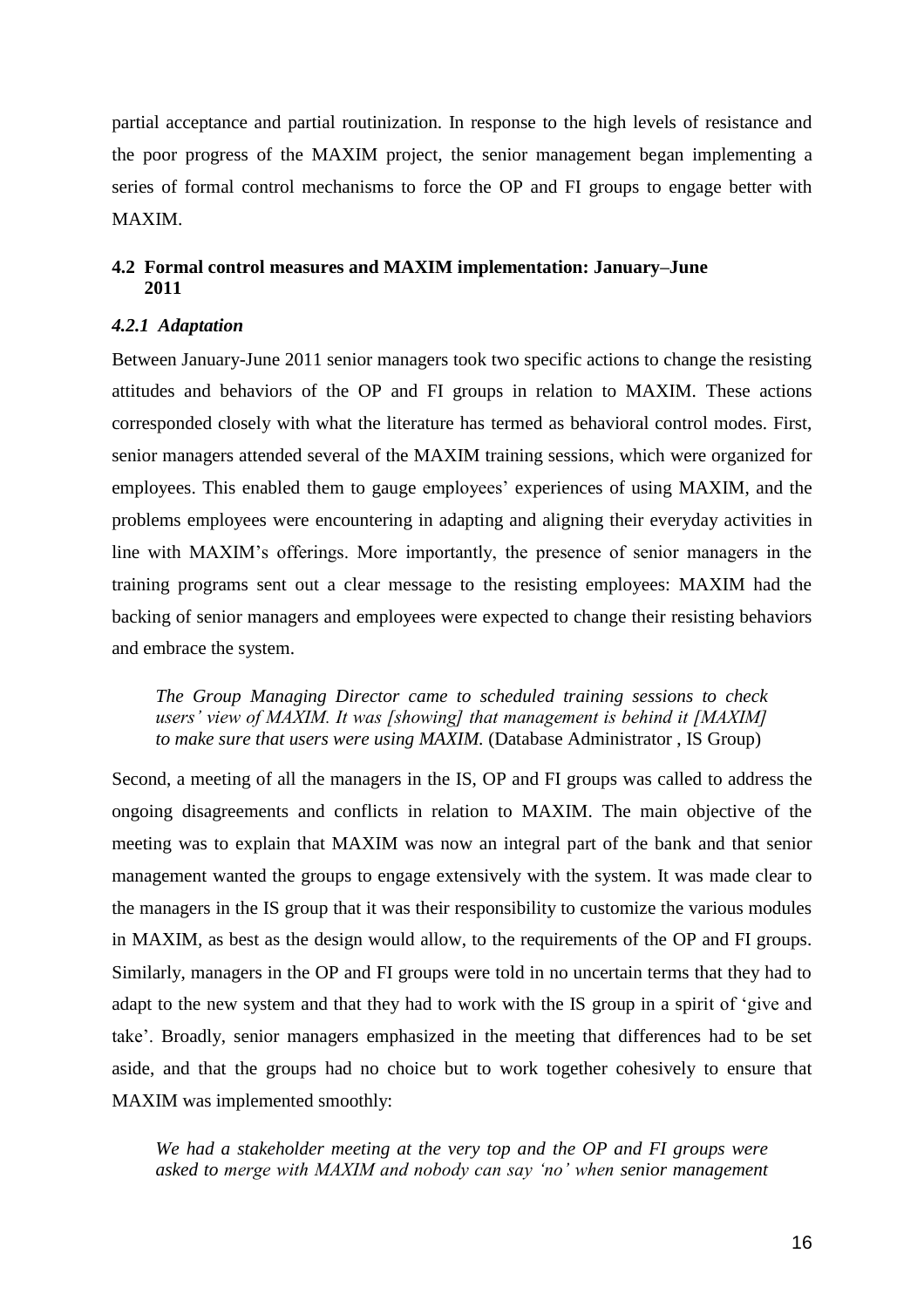partial acceptance and partial routinization. In response to the high levels of resistance and the poor progress of the MAXIM project, the senior management began implementing a series of formal control mechanisms to force the OP and FI groups to engage better with MAXIM.

## 4.2 Formal control measures and MAXIM implementation: January–June 2011

### *4.2.1 Adaptation*

Between January-June 2011 senior managers took two specific actions to change the resisting attitudes and behaviors of the OP and FI groups in relation to MAXIM. These actions corresponded closely with what the literature has termed as behavioral control modes. First, senior managers attended several of the MAXIM training sessions, which were organized for employees. This enabled them to gauge employees' experiences of using MAXIM, and the problems employees were encountering in adapting and aligning their everyday activities in line with MAXIM's offerings. More importantly, the presence of senior managers in the training programs sent out a clear message to the resisting employees: MAXIM had the backing of senior managers and employees were expected to change their resisting behaviors and embrace the system.

> *The Group Managing Director came to scheduled training sessions to check users' view of MAXIM. It was [showing] that management is behind it [MAXIM] to make sure that users were using MAXIM.* (Database Administrator , IS Group)

Second, a meeting of all the managers in the IS, OP and FI groups was called to address the ongoing disagreements and conflicts in relation to MAXIM. The main objective of the meeting was to explain that MAXIM was now an integral part of the bank and that senior management wanted the groups to engage extensively with the system. It was made clear to the managers in the IS group that it was their responsibility to customize the various modules in MAXIM, as best as the design would allow, to the requirements of the OP and FI groups. Similarly, managers in the OP and FI groups were told in no uncertain terms that they had to adapt to the new system and that they had to work with the IS group in a spirit of 'give and take'. Broadly, senior managers emphasized in the meeting that differences had to be set aside, and that the groups had no choice but to work together cohesively to ensure that MAXIM was implemented smoothly:

> *We had a stakeholder meeting at the very top and the OP and FI groups were asked to merge with MAXIM and nobody can say 'no' when senior management*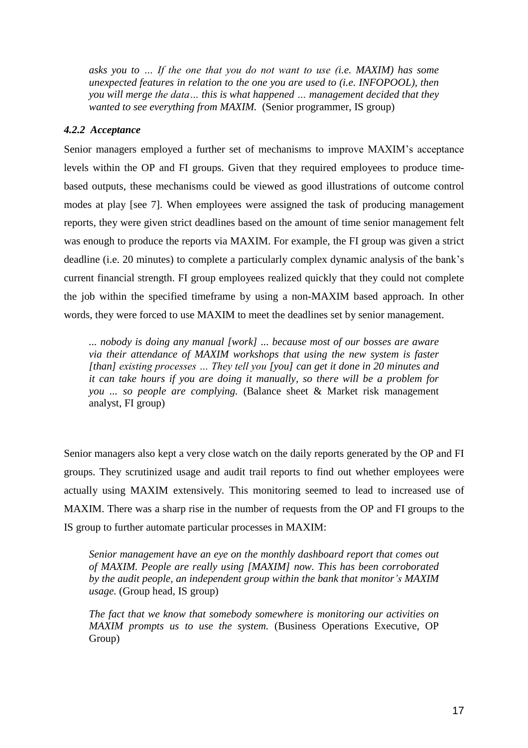*asks you to … If the one that you do not want to use (i.e. MAXIM) has some unexpected features in relation to the one you are used to (i.e. INFOPOOL), then you will merge the data… this is what happened … management decided that they wanted to see everything from MAXIM.* (Senior programmer, IS group)

#### *4.2.2 Acceptance*

Senior managers employed a further set of mechanisms to improve MAXIM's acceptance levels within the OP and FI groups. Given that they required employees to produce time-based outputs, these mechanisms could be viewed as good illustrations of outcome control modes at play [see 7]. When employees were assigned the task of producing management reports, they were given strict deadlines based on the amount of time senior management felt was enough to produce the reports via MAXIM. For example, the FI group was given a strict deadline (i.e. 20 minutes) to complete a particularly complex dynamic analysis of the bank's current financial strength. FI group employees realized quickly that they could not complete the job within the specified timeframe by using a non-MAXIM based approach. In other words, they were forced to use MAXIM to meet the deadlines set by senior management.

> *... nobody is doing any manual [work] ... because most of our bosses are aware via their attendance of MAXIM workshops that using the new system is faster [than] existing processes … They tell you [you] can get it done in 20 minutes and it can take hours if you are doing it manually, so there will be a problem for you ... so people are complying.* (Balance sheet & Market risk management analyst, FI group)

Senior managers also kept a very close watch on the daily reports generated by the OP and FI groups. They scrutinized usage and audit trail reports to find out whether employees were actually using MAXIM extensively. This monitoring seemed to lead to increased use of MAXIM. There was a sharp rise in the number of requests from the OP and FI groups to the IS group to further automate particular processes in MAXIM:

> *Senior management have an eye on the monthly dashboard report that comes out of MAXIM. People are really using [MAXIM] now. This has been corroborated by the audit people, an independent group within the bank that monitor's MAXIM usage.* (Group head, IS group)

> *The fact that we know that somebody somewhere is monitoring our activities on MAXIM prompts us to use the system.* (Business Operations Executive, OP Group)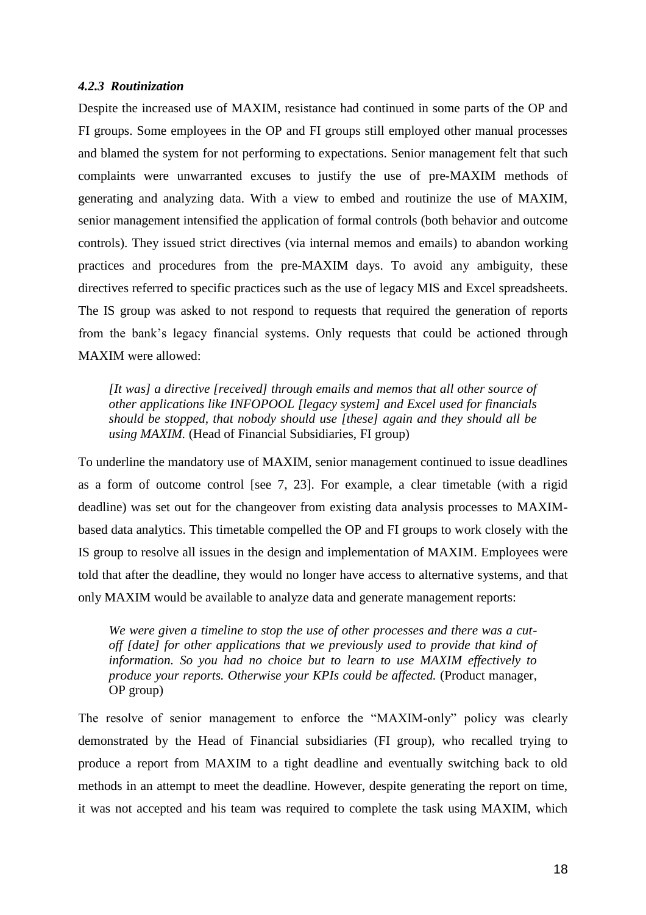#### *4.2.3 Routinization*

Despite the increased use of MAXIM, resistance had continued in some parts of the OP and FI groups. Some employees in the OP and FI groups still employed other manual processes and blamed the system for not performing to expectations. Senior management felt that such complaints were unwarranted excuses to justify the use of pre-MAXIM methods of generating and analyzing data. With a view to embed and routinize the use of MAXIM, senior management intensified the application of formal controls (both behavior and outcome controls). They issued strict directives (via internal memos and emails) to abandon working practices and procedures from the pre-MAXIM days. To avoid any ambiguity, these directives referred to specific practices such as the use of legacy MIS and Excel spreadsheets. The IS group was asked to not respond to requests that required the generation of reports from the bank's legacy financial systems. Only requests that could be actioned through MAXIM were allowed:

> *[It was] a directive [received] through emails and memos that all other source of other applications like INFOPOOL [legacy system] and Excel used for financials should be stopped, that nobody should use [these] again and they should all be using MAXIM.* (Head of Financial Subsidiaries, FI group)

To underline the mandatory use of MAXIM, senior management continued to issue deadlines as a form of outcome control [see 7, 23]. For example, a clear timetable (with a rigid deadline) was set out for the changeover from existing data analysis processes to MAXIM-based data analytics. This timetable compelled the OP and FI groups to work closely with the IS group to resolve all issues in the design and implementation of MAXIM. Employees were told that after the deadline, they would no longer have access to alternative systems, and that only MAXIM would be available to analyze data and generate management reports:

> *We were given a timeline to stop the use of other processes and there was a cut-off [date] for other applications that we previously used to provide that kind of information. So you had no choice but to learn to use MAXIM effectively to produce your reports. Otherwise your KPIs could be affected.* (Product manager, OP group)

The resolve of senior management to enforce the "MAXIM-only" policy was clearly demonstrated by the Head of Financial subsidiaries (FI group), who recalled trying to produce a report from MAXIM to a tight deadline and eventually switching back to old methods in an attempt to meet the deadline. However, despite generating the report on time, it was not accepted and his team was required to complete the task using MAXIM, which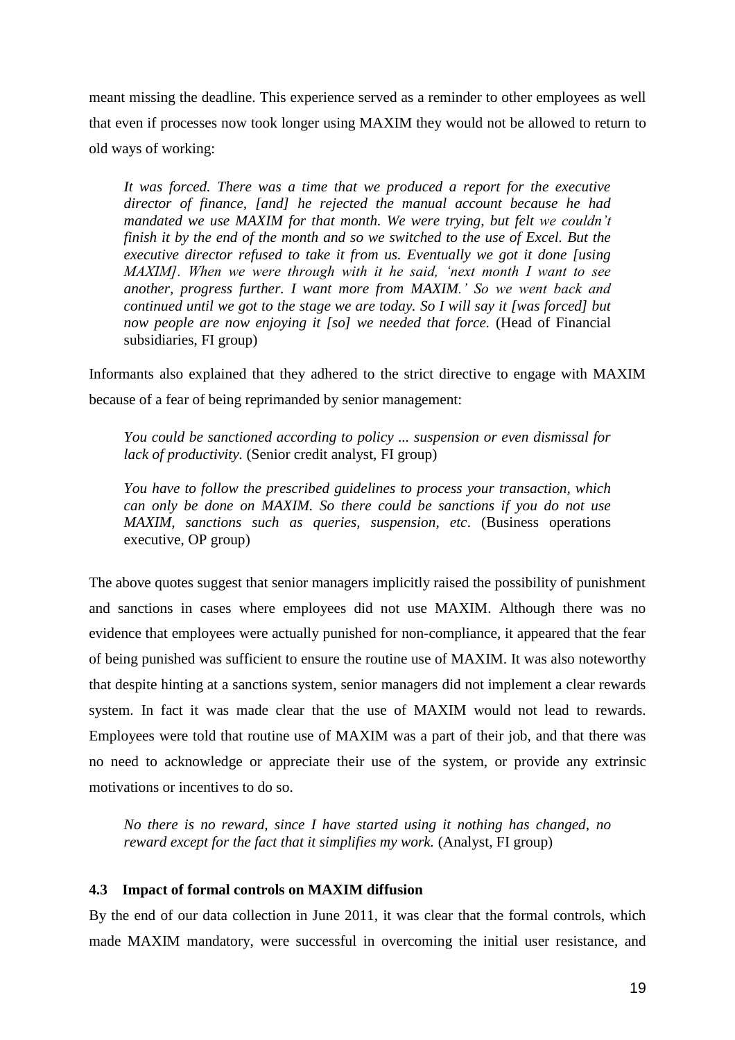meant missing the deadline. This experience served as a reminder to other employees as well that even if processes now took longer using MAXIM they would not be allowed to return to old ways of working:

> *It was forced. There was a time that we produced a report for the executive director of finance, [and] he rejected the manual account because he had mandated we use MAXIM for that month. We were trying, but felt we couldn't finish it by the end of the month and so we switched to the use of Excel. But the executive director refused to take it from us. Eventually we got it done [using MAXIM]. When we were through with it he said, 'next month I want to see another, progress further. I want more from MAXIM.' So we went back and continued until we got to the stage we are today. So I will say it [was forced] but now people are now enjoying it [so] we needed that force.* (Head of Financial subsidiaries, FI group)

Informants also explained that they adhered to the strict directive to engage with MAXIM because of a fear of being reprimanded by senior management:

> *You could be sanctioned according to policy ... suspension or even dismissal for lack of productivity.* (Senior credit analyst, FI group)

> *You have to follow the prescribed guidelines to process your transaction, which can only be done on MAXIM. So there could be sanctions if you do not use MAXIM, sanctions such as queries, suspension, etc.* (Business operations executive, OP group)

The above quotes suggest that senior managers implicitly raised the possibility of punishment and sanctions in cases where employees did not use MAXIM. Although there was no evidence that employees were actually punished for non-compliance, it appeared that the fear of being punished was sufficient to ensure the routine use of MAXIM. It was also noteworthy that despite hinting at a sanctions system, senior managers did not implement a clear rewards system. In fact it was made clear that the use of MAXIM would not lead to rewards. Employees were told that routine use of MAXIM was a part of their job, and that there was no need to acknowledge or appreciate their use of the system, or provide any extrinsic motivations or incentives to do so.

> *No there is no reward, since I have started using it nothing has changed, no reward except for the fact that it simplifies my work.* (Analyst, FI group)

### 4.3 Impact of formal controls on MAXIM diffusion

By the end of our data collection in June 2011, it was clear that the formal controls, which made MAXIM mandatory, were successful in overcoming the initial user resistance, and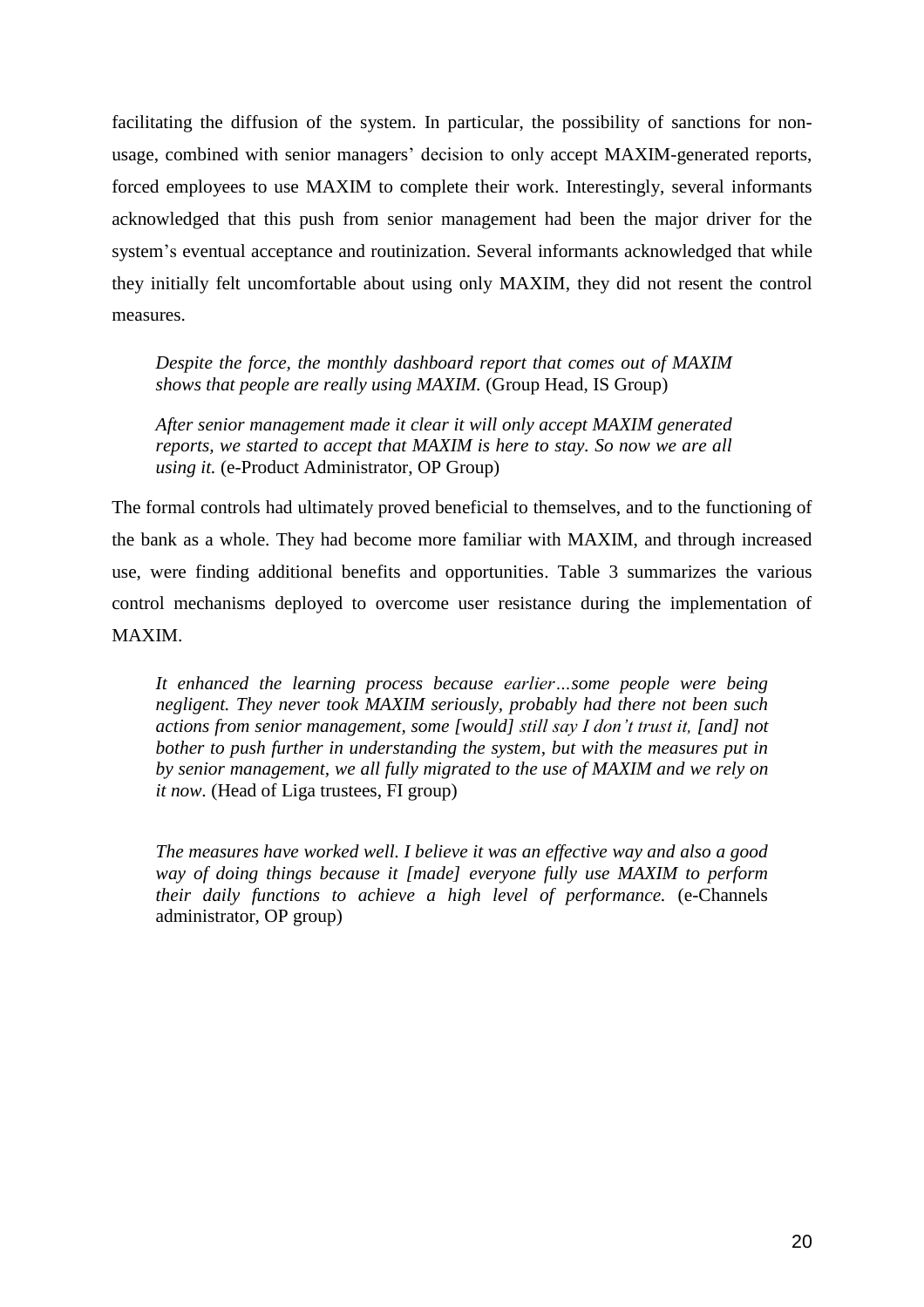facilitating the diffusion of the system. In particular, the possibility of sanctions for non-usage, combined with senior managers' decision to only accept MAXIM-generated reports, forced employees to use MAXIM to complete their work. Interestingly, several informants acknowledged that this push from senior management had been the major driver for the system's eventual acceptance and routinization. Several informants acknowledged that while they initially felt uncomfortable about using only MAXIM, they did not resent the control measures.

> *Despite the force, the monthly dashboard report that comes out of MAXIM shows that people are really using MAXIM.* (Group Head, IS Group)

> *After senior management made it clear it will only accept MAXIM generated reports, we started to accept that MAXIM is here to stay. So now we are all using it.* (e-Product Administrator, OP Group)

The formal controls had ultimately proved beneficial to themselves, and to the functioning of the bank as a whole. They had become more familiar with MAXIM, and through increased use, were finding additional benefits and opportunities. Table 3 summarizes the various control mechanisms deployed to overcome user resistance during the implementation of MAXIM.

> *It enhanced the learning process because earlier…some people were being negligent. They never took MAXIM seriously, probably had there not been such actions from senior management, some [would] still say I don't trust it, [and] not bother to push further in understanding the system, but with the measures put in by senior management, we all fully migrated to the use of MAXIM and we rely on it now.* (Head of Liga trustees, FI group)

> *The measures have worked well. I believe it was an effective way and also a good way of doing things because it [made] everyone fully use MAXIM to perform their daily functions to achieve a high level of performance.* (e-Channels administrator, OP group)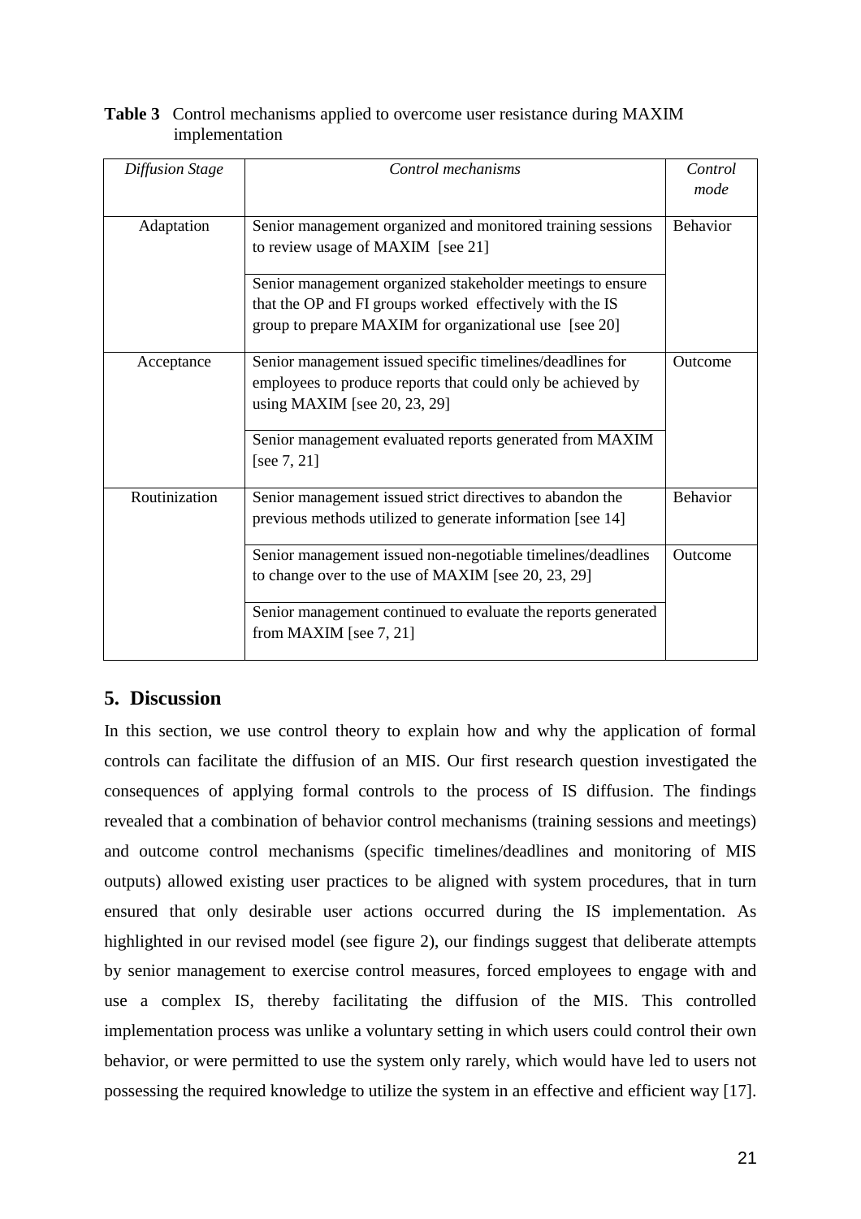**Table 3** Control mechanisms applied to overcome user resistance during MAXIM implementation

| *Diffusion Stage* | *Control mechanisms* | *Control mode* |
|---|---|---|
| Adaptation | Senior management organized and monitored training sessions to review usage of MAXIM [see 21] | Behavior |
| | Senior management organized stakeholder meetings to ensure that the OP and FI groups worked effectively with the IS group to prepare MAXIM for organizational use [see 20] | |
| Acceptance | Senior management issued specific timelines/deadlines for employees to produce reports that could only be achieved by using MAXIM [see 20, 23, 29] | Outcome |
| | Senior management evaluated reports generated from MAXIM [see 7, 21] | |
| Routinization | Senior management issued strict directives to abandon the previous methods utilized to generate information [see 14] | Behavior |
| | Senior management issued non-negotiable timelines/deadlines to change over to the use of MAXIM [see 20, 23, 29] | Outcome |
| | Senior management continued to evaluate the reports generated from MAXIM [see 7, 21] | |

## 5. Discussion

In this section, we use control theory to explain how and why the application of formal controls can facilitate the diffusion of an MIS. Our first research question investigated the consequences of applying formal controls to the process of IS diffusion. The findings revealed that a combination of behavior control mechanisms (training sessions and meetings) and outcome control mechanisms (specific timelines/deadlines and monitoring of MIS outputs) allowed existing user practices to be aligned with system procedures, that in turn ensured that only desirable user actions occurred during the IS implementation. As highlighted in our revised model (see figure 2), our findings suggest that deliberate attempts by senior management to exercise control measures, forced employees to engage with and use a complex IS, thereby facilitating the diffusion of the MIS. This controlled implementation process was unlike a voluntary setting in which users could control their own behavior, or were permitted to use the system only rarely, which would have led to users not possessing the required knowledge to utilize the system in an effective and efficient way [17].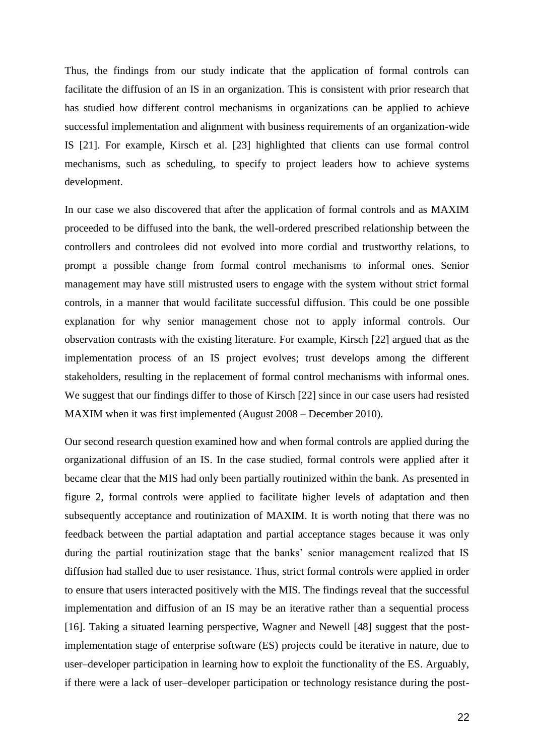Thus, the findings from our study indicate that the application of formal controls can facilitate the diffusion of an IS in an organization. This is consistent with prior research that has studied how different control mechanisms in organizations can be applied to achieve successful implementation and alignment with business requirements of an organization-wide IS [21]. For example, Kirsch et al. [23] highlighted that clients can use formal control mechanisms, such as scheduling, to specify to project leaders how to achieve systems development.

In our case we also discovered that after the application of formal controls and as MAXIM proceeded to be diffused into the bank, the well-ordered prescribed relationship between the controllers and controlees did not evolved into more cordial and trustworthy relations, to prompt a possible change from formal control mechanisms to informal ones. Senior management may have still mistrusted users to engage with the system without strict formal controls, in a manner that would facilitate successful diffusion. This could be one possible explanation for why senior management chose not to apply informal controls. Our observation contrasts with the existing literature. For example, Kirsch [22] argued that as the implementation process of an IS project evolves; trust develops among the different stakeholders, resulting in the replacement of formal control mechanisms with informal ones. We suggest that our findings differ to those of Kirsch [22] since in our case users had resisted MAXIM when it was first implemented (August 2008 – December 2010).

Our second research question examined how and when formal controls are applied during the organizational diffusion of an IS. In the case studied, formal controls were applied after it became clear that the MIS had only been partially routinized within the bank. As presented in figure 2, formal controls were applied to facilitate higher levels of adaptation and then subsequently acceptance and routinization of MAXIM. It is worth noting that there was no feedback between the partial adaptation and partial acceptance stages because it was only during the partial routinization stage that the banks' senior management realized that IS diffusion had stalled due to user resistance. Thus, strict formal controls were applied in order to ensure that users interacted positively with the MIS. The findings reveal that the successful implementation and diffusion of an IS may be an iterative rather than a sequential process [16]. Taking a situated learning perspective, Wagner and Newell [48] suggest that the post-implementation stage of enterprise software (ES) projects could be iterative in nature, due to user–developer participation in learning how to exploit the functionality of the ES. Arguably, if there were a lack of user–developer participation or technology resistance during the post-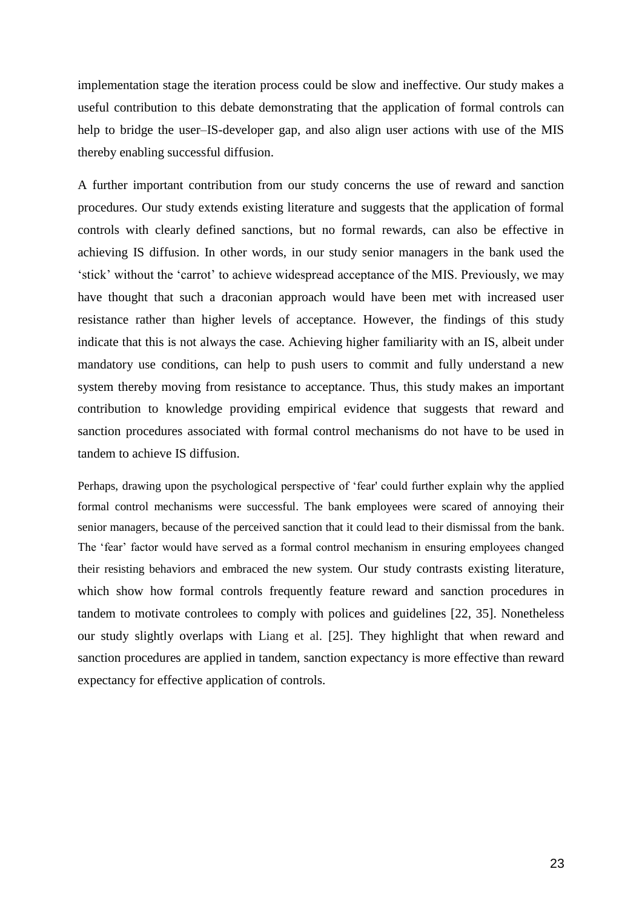implementation stage the iteration process could be slow and ineffective. Our study makes a useful contribution to this debate demonstrating that the application of formal controls can help to bridge the user–IS-developer gap, and also align user actions with use of the MIS thereby enabling successful diffusion.

A further important contribution from our study concerns the use of reward and sanction procedures. Our study extends existing literature and suggests that the application of formal controls with clearly defined sanctions, but no formal rewards, can also be effective in achieving IS diffusion. In other words, in our study senior managers in the bank used the 'stick' without the 'carrot' to achieve widespread acceptance of the MIS. Previously, we may have thought that such a draconian approach would have been met with increased user resistance rather than higher levels of acceptance. However, the findings of this study indicate that this is not always the case. Achieving higher familiarity with an IS, albeit under mandatory use conditions, can help to push users to commit and fully understand a new system thereby moving from resistance to acceptance. Thus, this study makes an important contribution to knowledge providing empirical evidence that suggests that reward and sanction procedures associated with formal control mechanisms do not have to be used in tandem to achieve IS diffusion.

Perhaps, drawing upon the psychological perspective of 'fear' could further explain why the applied formal control mechanisms were successful. The bank employees were scared of annoying their senior managers, because of the perceived sanction that it could lead to their dismissal from the bank. The 'fear' factor would have served as a formal control mechanism in ensuring employees changed their resisting behaviors and embraced the new system. Our study contrasts existing literature, which show how formal controls frequently feature reward and sanction procedures in tandem to motivate controlees to comply with polices and guidelines [22, 35]. Nonetheless our study slightly overlaps with Liang et al. [25]. They highlight that when reward and sanction procedures are applied in tandem, sanction expectancy is more effective than reward expectancy for effective application of controls.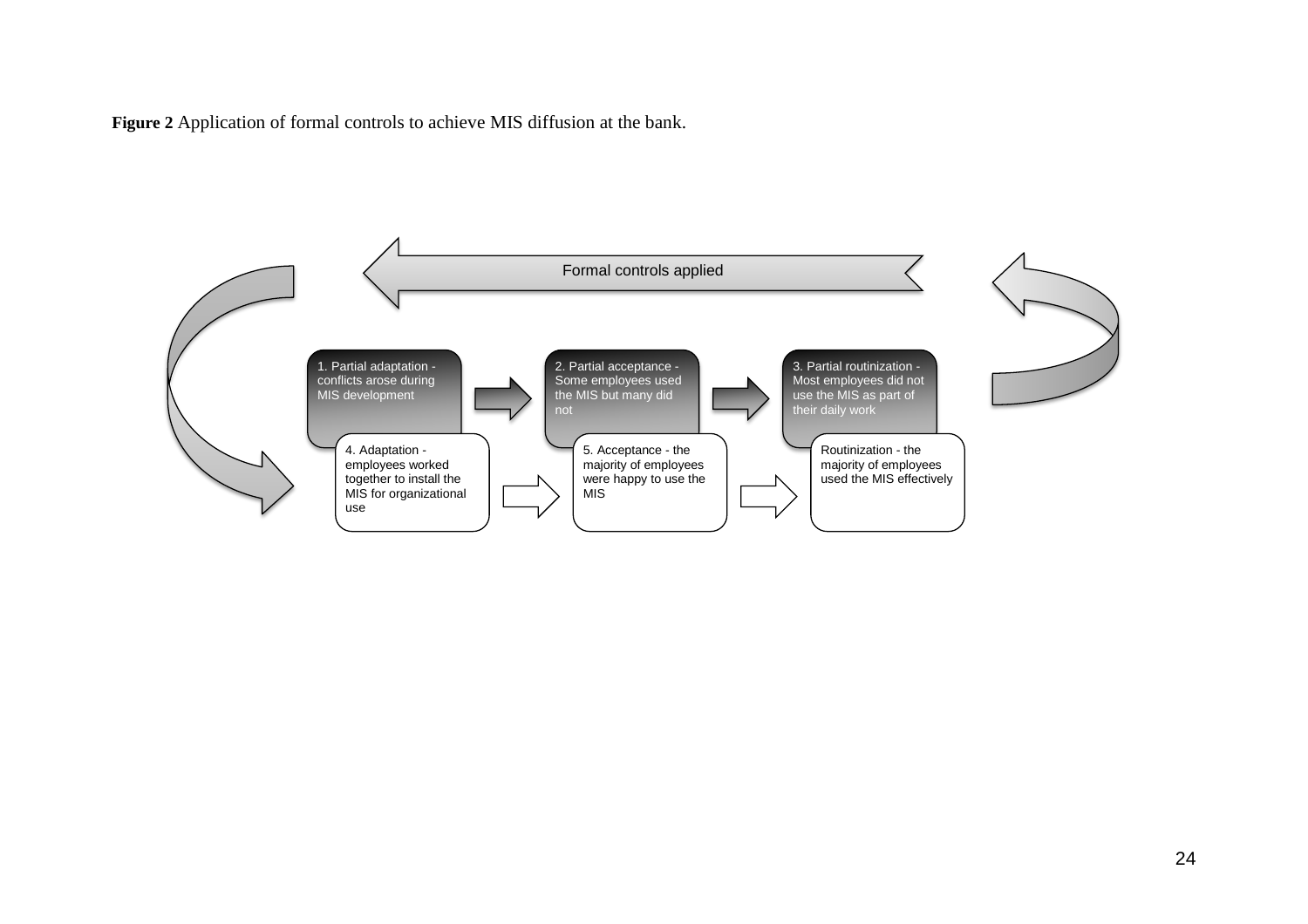**Figure 2** Application of formal controls to achieve MIS diffusion at the bank.

Formal controls applied

1. Partial adaptation - conflicts arose during MIS development

2. Partial acceptance - Some employees used the MIS but many did not

3. Partial routinization - Most employees did not use the MIS as part of their daily work

4. Adaptation - employees worked together to install the MIS for organizational use

5. Acceptance - the majority of employees were happy to use the MIS

Routinization - the majority of employees used the MIS effectively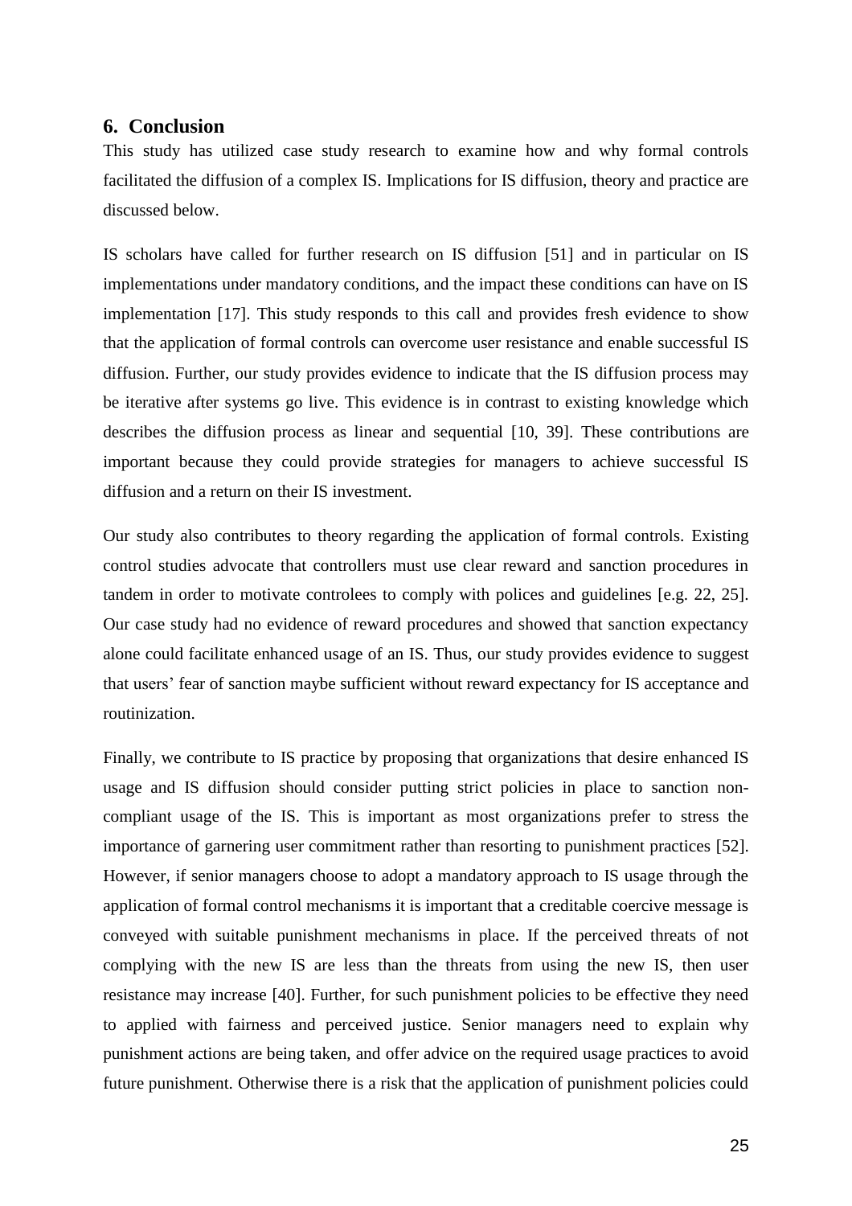## 6. Conclusion

This study has utilized case study research to examine how and why formal controls facilitated the diffusion of a complex IS. Implications for IS diffusion, theory and practice are discussed below.

IS scholars have called for further research on IS diffusion [51] and in particular on IS implementations under mandatory conditions, and the impact these conditions can have on IS implementation [17]. This study responds to this call and provides fresh evidence to show that the application of formal controls can overcome user resistance and enable successful IS diffusion. Further, our study provides evidence to indicate that the IS diffusion process may be iterative after systems go live. This evidence is in contrast to existing knowledge which describes the diffusion process as linear and sequential [10, 39]. These contributions are important because they could provide strategies for managers to achieve successful IS diffusion and a return on their IS investment.

Our study also contributes to theory regarding the application of formal controls. Existing control studies advocate that controllers must use clear reward and sanction procedures in tandem in order to motivate controlees to comply with polices and guidelines [e.g. 22, 25]. Our case study had no evidence of reward procedures and showed that sanction expectancy alone could facilitate enhanced usage of an IS. Thus, our study provides evidence to suggest that users' fear of sanction maybe sufficient without reward expectancy for IS acceptance and routinization.

Finally, we contribute to IS practice by proposing that organizations that desire enhanced IS usage and IS diffusion should consider putting strict policies in place to sanction non-compliant usage of the IS. This is important as most organizations prefer to stress the importance of garnering user commitment rather than resorting to punishment practices [52]. However, if senior managers choose to adopt a mandatory approach to IS usage through the application of formal control mechanisms it is important that a creditable coercive message is conveyed with suitable punishment mechanisms in place. If the perceived threats of not complying with the new IS are less than the threats from using the new IS, then user resistance may increase [40]. Further, for such punishment policies to be effective they need to applied with fairness and perceived justice. Senior managers need to explain why punishment actions are being taken, and offer advice on the required usage practices to avoid future punishment. Otherwise there is a risk that the application of punishment policies could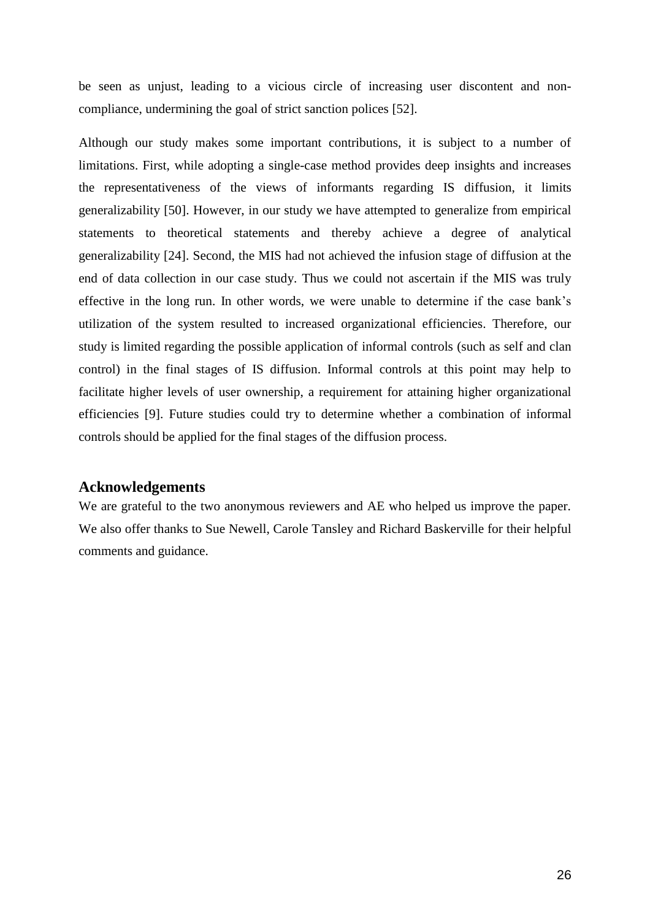be seen as unjust, leading to a vicious circle of increasing user discontent and non-compliance, undermining the goal of strict sanction polices [52].

Although our study makes some important contributions, it is subject to a number of limitations. First, while adopting a single-case method provides deep insights and increases the representativeness of the views of informants regarding IS diffusion, it limits generalizability [50]. However, in our study we have attempted to generalize from empirical statements to theoretical statements and thereby achieve a degree of analytical generalizability [24]. Second, the MIS had not achieved the infusion stage of diffusion at the end of data collection in our case study. Thus we could not ascertain if the MIS was truly effective in the long run. In other words, we were unable to determine if the case bank's utilization of the system resulted to increased organizational efficiencies. Therefore, our study is limited regarding the possible application of informal controls (such as self and clan control) in the final stages of IS diffusion. Informal controls at this point may help to facilitate higher levels of user ownership, a requirement for attaining higher organizational efficiencies [9]. Future studies could try to determine whether a combination of informal controls should be applied for the final stages of the diffusion process.

## Acknowledgements

We are grateful to the two anonymous reviewers and AE who helped us improve the paper. We also offer thanks to Sue Newell, Carole Tansley and Richard Baskerville for their helpful comments and guidance.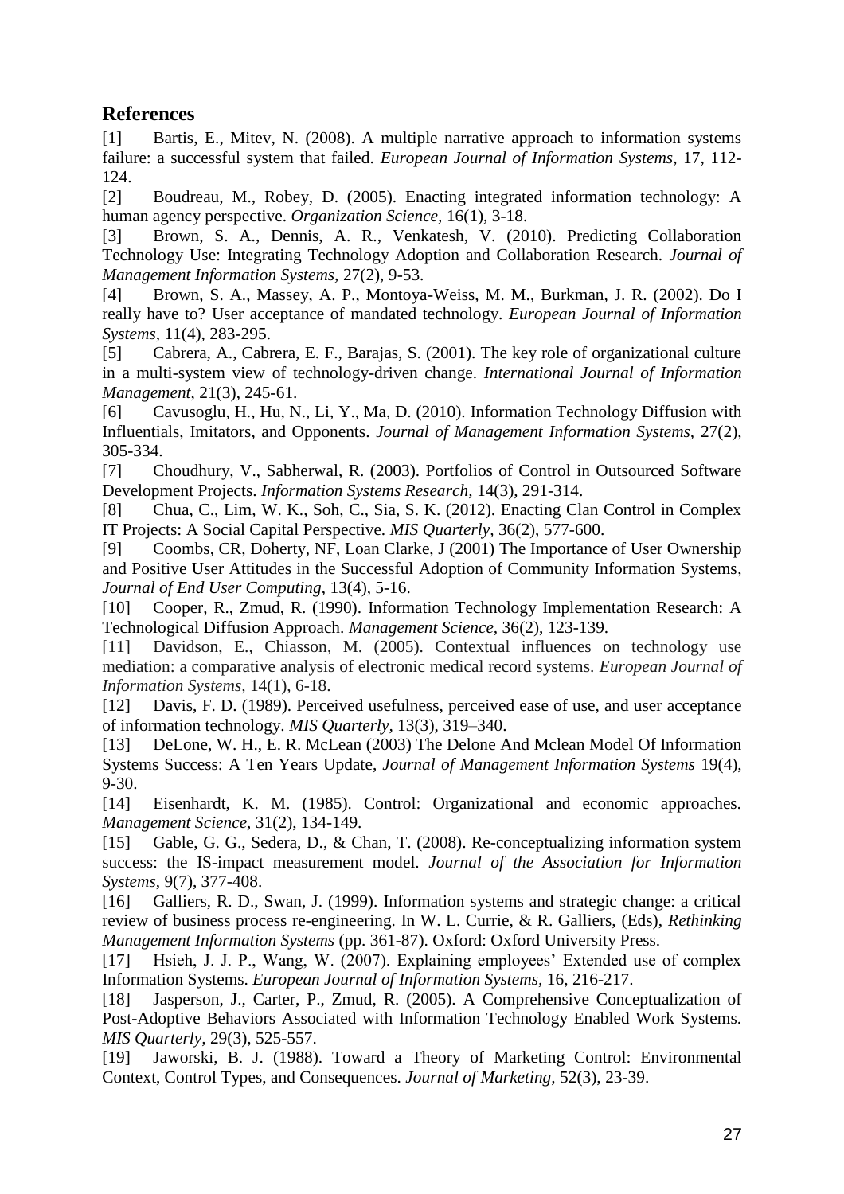## References

[1] Bartis, E., Mitev, N. (2008). A multiple narrative approach to information systems failure: a successful system that failed. *European Journal of Information Systems,* 17, 112-124.

[2] Boudreau, M., Robey, D. (2005). Enacting integrated information technology: A human agency perspective. *Organization Science*, 16(1), 3-18.

[3] Brown, S. A., Dennis, A. R., Venkatesh, V. (2010). Predicting Collaboration Technology Use: Integrating Technology Adoption and Collaboration Research. *Journal of Management Information Systems*, 27(2), 9-53.

[4] Brown, S. A., Massey, A. P., Montoya-Weiss, M. M., Burkman, J. R. (2002). Do I really have to? User acceptance of mandated technology. *European Journal of Information Systems*, 11(4), 283-295.

[5] Cabrera, A., Cabrera, E. F., Barajas, S. (2001). The key role of organizational culture in a multi-system view of technology-driven change. *International Journal of Information Management*, 21(3), 245-61.

[6] Cavusoglu, H., Hu, N., Li, Y., Ma, D. (2010). Information Technology Diffusion with Influentials, Imitators, and Opponents. *Journal of Management Information Systems*, 27(2), 305-334.

[7] Choudhury, V., Sabherwal, R. (2003). Portfolios of Control in Outsourced Software Development Projects. *Information Systems Research*, 14(3), 291-314.

[8] Chua, C., Lim, W. K., Soh, C., Sia, S. K. (2012). Enacting Clan Control in Complex IT Projects: A Social Capital Perspective. *MIS Quarterly*, 36(2), 577-600.

[9] Coombs, CR, Doherty, NF, Loan Clarke, J (2001) The Importance of User Ownership and Positive User Attitudes in the Successful Adoption of Community Information Systems, *Journal of End User Computing*, 13(4), 5-16.

[10] Cooper, R., Zmud, R. (1990). Information Technology Implementation Research: A Technological Diffusion Approach. *Management Science*, 36(2), 123-139.

[11] Davidson, E., Chiasson, M. (2005). Contextual influences on technology use mediation: a comparative analysis of electronic medical record systems. *European Journal of Information Systems*, 14(1), 6-18.

[12] Davis, F. D. (1989). Perceived usefulness, perceived ease of use, and user acceptance of information technology. *MIS Quarterly*, 13(3), 319–340.

[13] DeLone, W. H., E. R. McLean (2003) The Delone And Mclean Model Of Information Systems Success: A Ten Years Update, *Journal of Management Information Systems* 19(4), 9-30.

[14] Eisenhardt, K. M. (1985). Control: Organizational and economic approaches. *Management Science*, 31(2), 134-149.

[15] Gable, G. G., Sedera, D., & Chan, T. (2008). Re-conceptualizing information system success: the IS-impact measurement model. *Journal of the Association for Information Systems*, 9(7), 377-408.

[16] Galliers, R. D., Swan, J. (1999). Information systems and strategic change: a critical review of business process re-engineering. In W. L. Currie, & R. Galliers, (Eds), *Rethinking Management Information Systems* (pp. 361-87). Oxford: Oxford University Press.

[17] Hsieh, J. J. P., Wang, W. (2007). Explaining employees' Extended use of complex Information Systems. *European Journal of Information Systems*, 16, 216-217.

[18] Jasperson, J., Carter, P., Zmud, R. (2005). A Comprehensive Conceptualization of Post-Adoptive Behaviors Associated with Information Technology Enabled Work Systems. *MIS Quarterly*, 29(3), 525-557.

[19] Jaworski, B. J. (1988). Toward a Theory of Marketing Control: Environmental Context, Control Types, and Consequences. *Journal of Marketing*, 52(3), 23-39.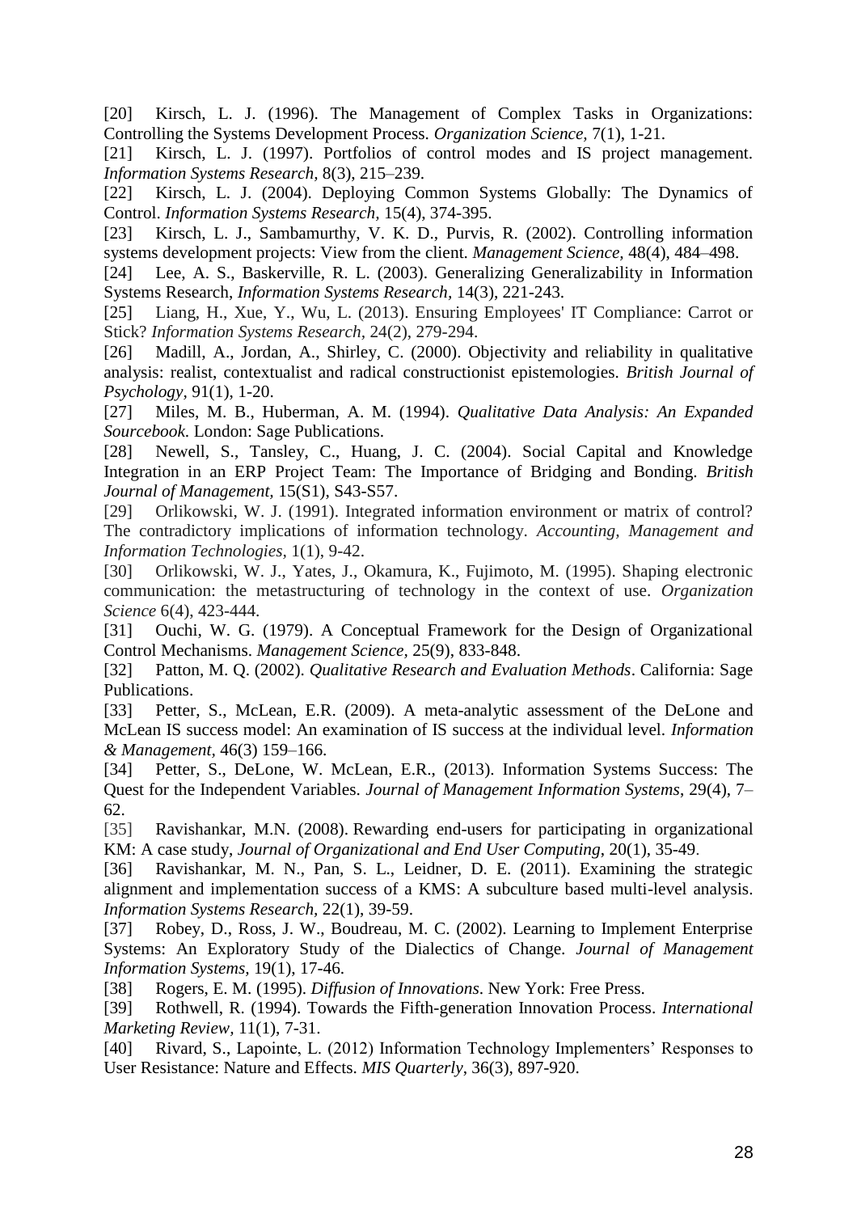[20] Kirsch, L. J. (1996). The Management of Complex Tasks in Organizations: Controlling the Systems Development Process. *Organization Science,* 7(1), 1-21.

[21] Kirsch, L. J. (1997). Portfolios of control modes and IS project management. *Information Systems Research,* 8(3), 215–239.

[22] Kirsch, L. J. (2004). Deploying Common Systems Globally: The Dynamics of Control. *Information Systems Research,* 15(4), 374-395.

[23] Kirsch, L. J., Sambamurthy, V. K. D., Purvis, R. (2002). Controlling information systems development projects: View from the client. *Management Science,* 48(4), 484–498.

[24] Lee, A. S., Baskerville, R. L. (2003). Generalizing Generalizability in Information Systems Research, *Information Systems Research,* 14(3), 221-243.

[25] Liang, H., Xue, Y., Wu, L. (2013). Ensuring Employees' IT Compliance: Carrot or Stick? *Information Systems Research,* 24(2), 279-294.

[26] Madill, A., Jordan, A., Shirley, C. (2000). Objectivity and reliability in qualitative analysis: realist, contextualist and radical constructionist epistemologies. *British Journal of Psychology,* 91(1), 1-20.

[27] Miles, M. B., Huberman, A. M. (1994). *Qualitative Data Analysis: An Expanded Sourcebook.* London: Sage Publications.

[28] Newell, S., Tansley, C., Huang, J. C. (2004). Social Capital and Knowledge Integration in an ERP Project Team: The Importance of Bridging and Bonding. *British Journal of Management,* 15(S1), S43-S57.

[29] Orlikowski, W. J. (1991). Integrated information environment or matrix of control? The contradictory implications of information technology. *Accounting, Management and Information Technologies,* 1(1), 9-42.

[30] Orlikowski, W. J., Yates, J., Okamura, K., Fujimoto, M. (1995). Shaping electronic communication: the metastructuring of technology in the context of use. *Organization Science* 6(4), 423-444.

[31] Ouchi, W. G. (1979). A Conceptual Framework for the Design of Organizational Control Mechanisms. *Management Science,* 25(9), 833-848.

[32] Patton, M. Q. (2002). *Qualitative Research and Evaluation Methods*. California: Sage Publications.

[33] Petter, S., McLean, E.R. (2009). A meta-analytic assessment of the DeLone and McLean IS success model: An examination of IS success at the individual level. *Information & Management,* 46(3) 159–166.

[34] Petter, S., DeLone, W. McLean, E.R., (2013). Information Systems Success: The Quest for the Independent Variables. *Journal of Management Information Systems*, 29(4), 7–62.

[35] Ravishankar, M.N. (2008). Rewarding end-users for participating in organizational KM: A case study, *Journal of Organizational and End User Computing*, 20(1), 35-49.

[36] Ravishankar, M. N., Pan, S. L., Leidner, D. E. (2011). Examining the strategic alignment and implementation success of a KMS: A subculture based multi-level analysis. *Information Systems Research,* 22(1), 39-59.

[37] Robey, D., Ross, J. W., Boudreau, M. C. (2002). Learning to Implement Enterprise Systems: An Exploratory Study of the Dialectics of Change. *Journal of Management Information Systems,* 19(1), 17-46.

[38] Rogers, E. M. (1995). *Diffusion of Innovations*. New York: Free Press.

[39] Rothwell, R. (1994). Towards the Fifth-generation Innovation Process. *International Marketing Review,* 11(1), 7-31.

[40] Rivard, S., Lapointe, L. (2012) Information Technology Implementers' Responses to User Resistance: Nature and Effects. *MIS Quarterly*, 36(3), 897-920.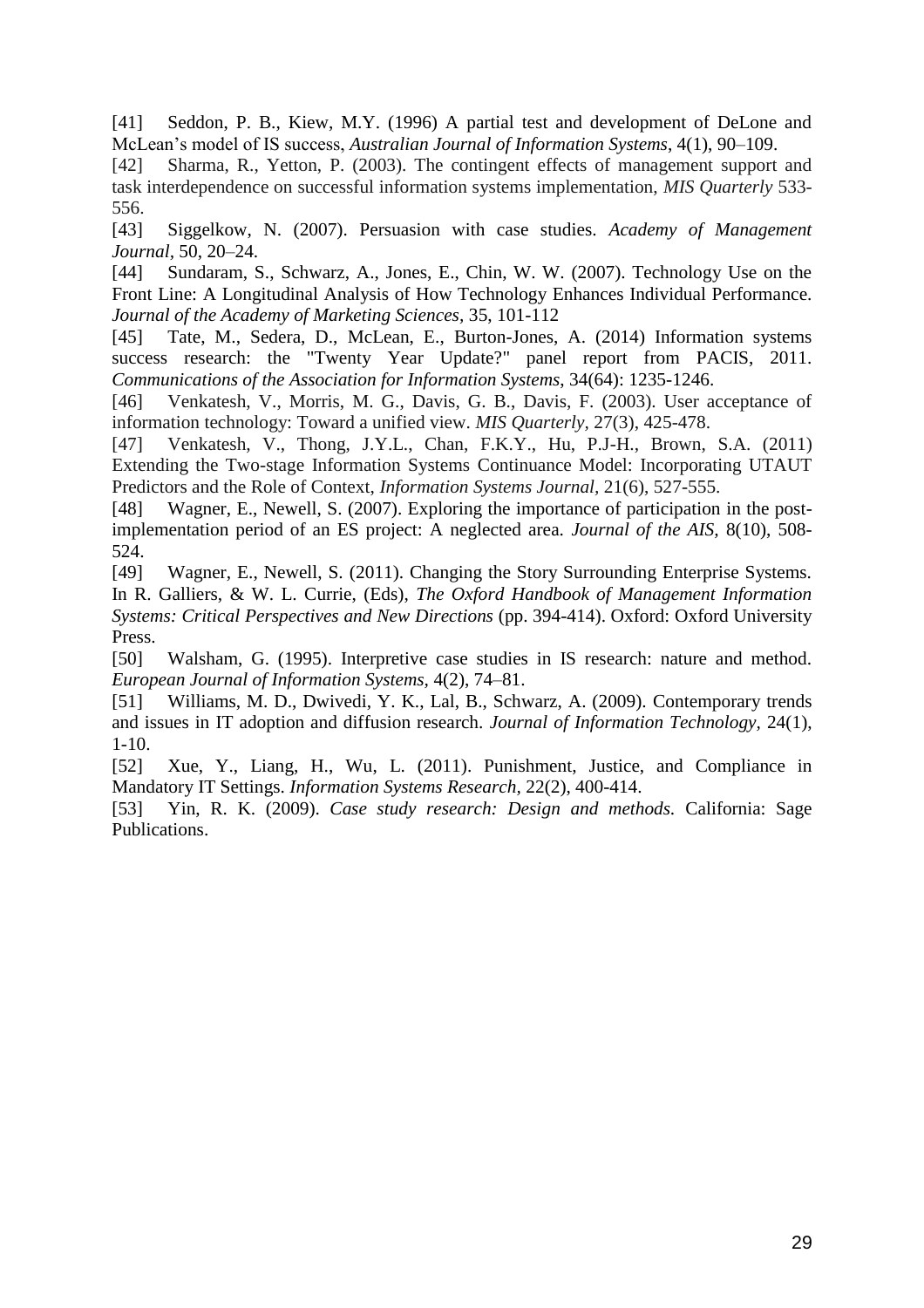[41] Seddon, P. B., Kiew, M.Y. (1996) A partial test and development of DeLone and McLean's model of IS success, *Australian Journal of Information Systems*, 4(1), 90–109.

[42] Sharma, R., Yetton, P. (2003). The contingent effects of management support and task interdependence on successful information systems implementation, *MIS Quarterly* 533-556.

[43] Siggelkow, N. (2007). Persuasion with case studies. *Academy of Management Journal*, 50, 20–24.

[44] Sundaram, S., Schwarz, A., Jones, E., Chin, W. W. (2007). Technology Use on the Front Line: A Longitudinal Analysis of How Technology Enhances Individual Performance. *Journal of the Academy of Marketing Sciences*, 35, 101-112

[45] Tate, M., Sedera, D., McLean, E., Burton-Jones, A. (2014) Information systems success research: the "Twenty Year Update?" panel report from PACIS, 2011. *Communications of the Association for Information Systems*, 34(64): 1235-1246.

[46] Venkatesh, V., Morris, M. G., Davis, G. B., Davis, F. (2003). User acceptance of information technology: Toward a unified view. *MIS Quarterly*, 27(3), 425-478.

[47] Venkatesh, V., Thong, J.Y.L., Chan, F.K.Y., Hu, P.J-H., Brown, S.A. (2011) Extending the Two-stage Information Systems Continuance Model: Incorporating UTAUT Predictors and the Role of Context, *Information Systems Journal*, 21(6), 527-555.

[48] Wagner, E., Newell, S. (2007). Exploring the importance of participation in the post-implementation period of an ES project: A neglected area. *Journal of the AIS*, 8(10), 508-524.

[49] Wagner, E., Newell, S. (2011). Changing the Story Surrounding Enterprise Systems. In R. Galliers, & W. L. Currie, (Eds), *The Oxford Handbook of Management Information Systems: Critical Perspectives and New Directions* (pp. 394-414). Oxford: Oxford University Press.

[50] Walsham, G. (1995). Interpretive case studies in IS research: nature and method. *European Journal of Information Systems*, 4(2), 74–81.

[51] Williams, M. D., Dwivedi, Y. K., Lal, B., Schwarz, A. (2009). Contemporary trends and issues in IT adoption and diffusion research. *Journal of Information Technology*, 24(1), 1-10.

[52] Xue, Y., Liang, H., Wu, L. (2011). Punishment, Justice, and Compliance in Mandatory IT Settings. *Information Systems Research*, 22(2), 400-414.

[53] Yin, R. K. (2009). *Case study research: Design and methods.* California: Sage Publications.